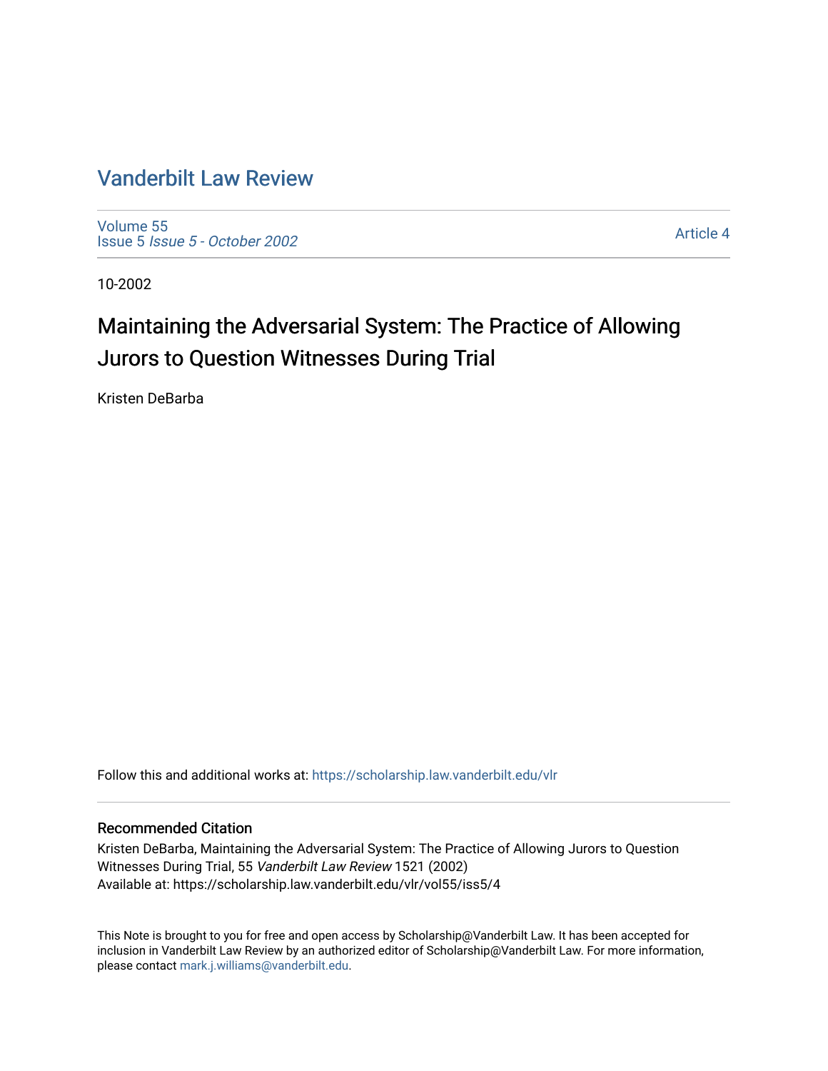# Vanderbilt Law Review

Volume 55
Issue 5 *Issue 5 - October 2002*

Article 4

10-2002

## Maintaining the Adversarial System: The Practice of Allowing Jurors to Question Witnesses During Trial

Kristen DeBarba

Follow this and additional works at: https://scholarship.law.vanderbilt.edu/vlr

### Recommended Citation

Kristen DeBarba, Maintaining the Adversarial System: The Practice of Allowing Jurors to Question Witnesses During Trial, 55 *Vanderbilt Law Review* 1521 (2002)
Available at: https://scholarship.law.vanderbilt.edu/vlr/vol55/iss5/4

This Note is brought to you for free and open access by Scholarship@Vanderbilt Law. It has been accepted for inclusion in Vanderbilt Law Review by an authorized editor of Scholarship@Vanderbilt Law. For more information, please contact mark.j.williams@vanderbilt.edu.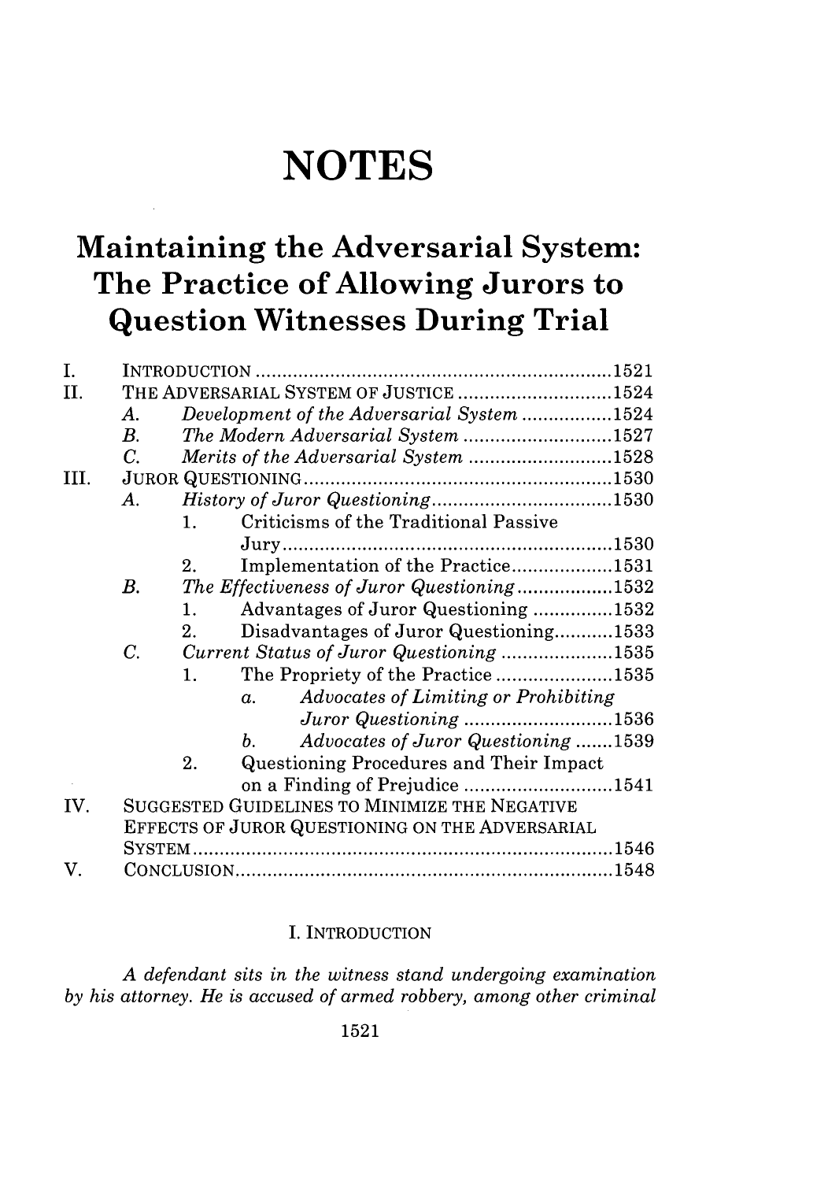# NOTES

# Maintaining the Adversarial System: The Practice of Allowing Jurors to Question Witnesses During Trial

I. INTRODUCTION .......... 1521
II. THE ADVERSARIAL SYSTEM OF JUSTICE .......... 1524
  A. *Development of the Adversarial System* .......... 1524
  B. *The Modern Adversarial System* .......... 1527
  C. *Merits of the Adversarial System* .......... 1528
III. JUROR QUESTIONING .......... 1530
  A. *History of Juror Questioning* .......... 1530
    1. Criticisms of the Traditional Passive Jury .......... 1530
    2. Implementation of the Practice .......... 1531
  B. *The Effectiveness of Juror Questioning* .......... 1532
    1. Advantages of Juror Questioning .......... 1532
    2. Disadvantages of Juror Questioning .......... 1533
  C. *Current Status of Juror Questioning* .......... 1535
    1. The Propriety of the Practice .......... 1535
      a. *Advocates of Limiting or Prohibiting Juror Questioning* .......... 1536
      b. *Advocates of Juror Questioning* .......... 1539
    2. Questioning Procedures and Their Impact on a Finding of Prejudice .......... 1541
IV. SUGGESTED GUIDELINES TO MINIMIZE THE NEGATIVE EFFECTS OF JUROR QUESTIONING ON THE ADVERSARIAL SYSTEM .......... 1546
V. CONCLUSION .......... 1548

## I. INTRODUCTION

*A defendant sits in the witness stand undergoing examination by his attorney. He is accused of armed robbery, among other criminal*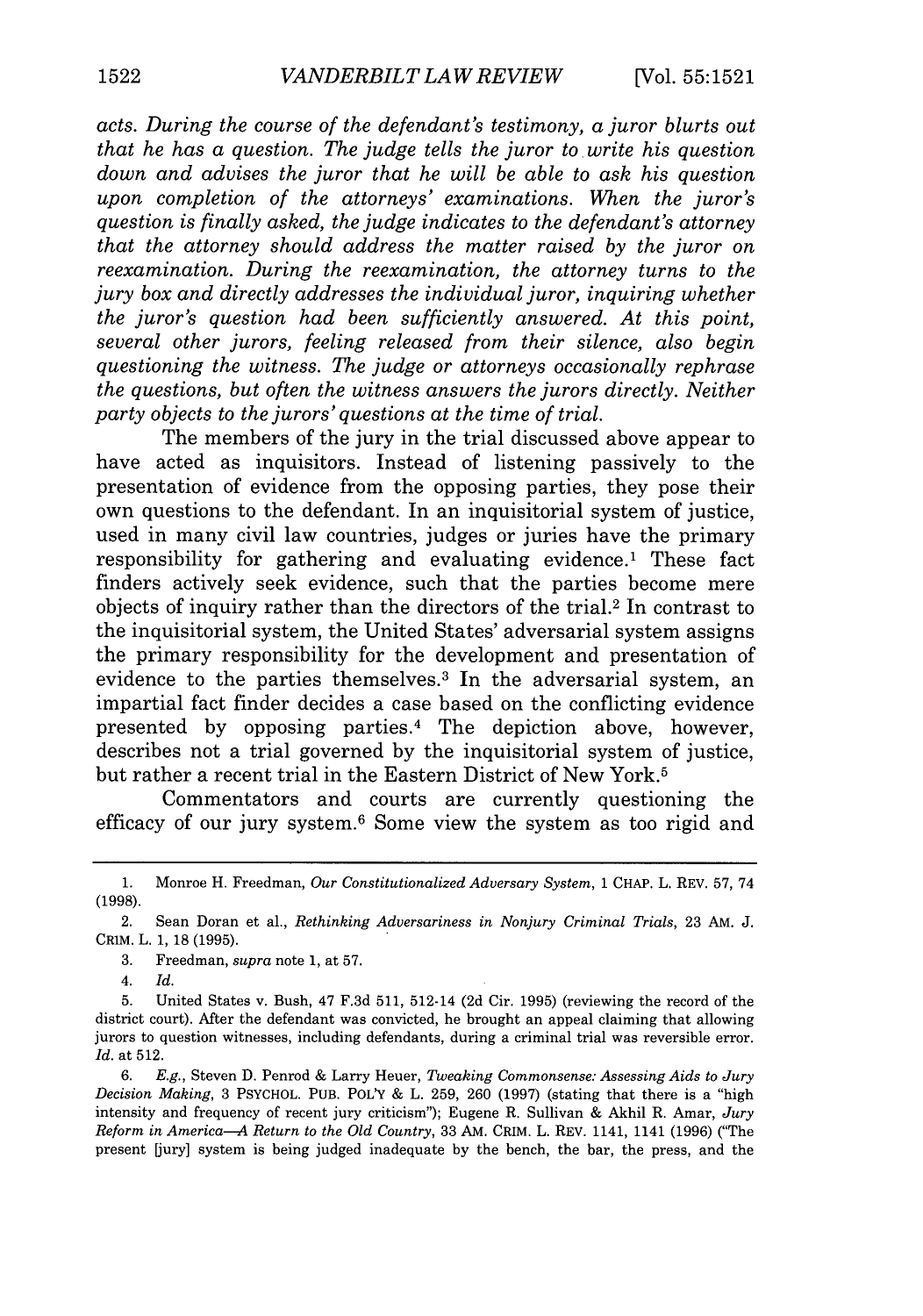*acts. During the course of the defendant's testimony, a juror blurts out that he has a question. The judge tells the juror to write his question down and advises the juror that he will be able to ask his question upon completion of the attorneys' examinations. When the juror's question is finally asked, the judge indicates to the defendant's attorney that the attorney should address the matter raised by the juror on reexamination. During the reexamination, the attorney turns to the jury box and directly addresses the individual juror, inquiring whether the juror's question had been sufficiently answered. At this point, several other jurors, feeling released from their silence, also begin questioning the witness. The judge or attorneys occasionally rephrase the questions, but often the witness answers the jurors directly. Neither party objects to the jurors' questions at the time of trial.*

The members of the jury in the trial discussed above appear to have acted as inquisitors. Instead of listening passively to the presentation of evidence from the opposing parties, they pose their own questions to the defendant. In an inquisitorial system of justice, used in many civil law countries, judges or juries have the primary responsibility for gathering and evaluating evidence.[1] These fact finders actively seek evidence, such that the parties become mere objects of inquiry rather than the directors of the trial.[2] In contrast to the inquisitorial system, the United States' adversarial system assigns the primary responsibility for the development and presentation of evidence to the parties themselves.[3] In the adversarial system, an impartial fact finder decides a case based on the conflicting evidence presented by opposing parties.[4] The depiction above, however, describes not a trial governed by the inquisitorial system of justice, but rather a recent trial in the Eastern District of New York.[5]

Commentators and courts are currently questioning the efficacy of our jury system.[6] Some view the system as too rigid and

---

1. Monroe H. Freedman, *Our Constitutionalized Adversary System*, 1 CHAP. L. REV. 57, 74 (1998).

2. Sean Doran et al., *Rethinking Adversariness in Nonjury Criminal Trials*, 23 AM. J. CRIM. L. 1, 18 (1995).

3. Freedman, *supra* note 1, at 57.

4. *Id.*

5. United States v. Bush, 47 F.3d 511, 512-14 (2d Cir. 1995) (reviewing the record of the district court). After the defendant was convicted, he brought an appeal claiming that allowing jurors to question witnesses, including defendants, during a criminal trial was reversible error. *Id.* at 512.

6. *E.g.*, Steven D. Penrod & Larry Heuer, *Tweaking Commonsense: Assessing Aids to Jury Decision Making*, 3 PSYCHOL. PUB. POL'Y & L. 259, 260 (1997) (stating that there is a "high intensity and frequency of recent jury criticism"); Eugene R. Sullivan & Akhil R. Amar, *Jury Reform in America—A Return to the Old Country*, 33 AM. CRIM. L. REV. 1141, 1141 (1996) ("The present [jury] system is being judged inadequate by the bench, the bar, the press, and the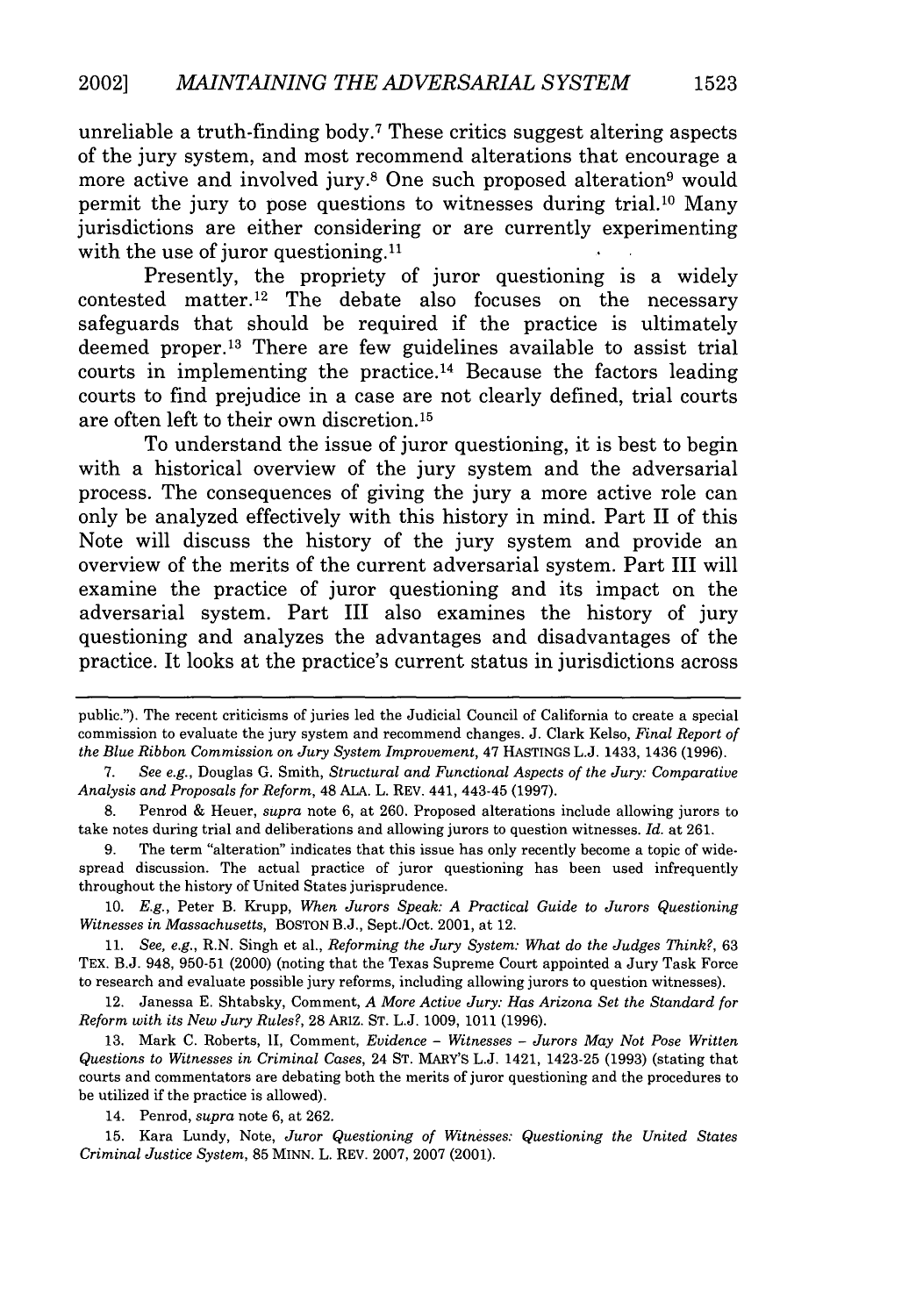unreliable a truth-finding body.[7] These critics suggest altering aspects of the jury system, and most recommend alterations that encourage a more active and involved jury.[8] One such proposed alteration[9] would permit the jury to pose questions to witnesses during trial.[10] Many jurisdictions are either considering or are currently experimenting with the use of juror questioning.[11]

Presently, the propriety of juror questioning is a widely contested matter.[12] The debate also focuses on the necessary safeguards that should be required if the practice is ultimately deemed proper.[13] There are few guidelines available to assist trial courts in implementing the practice.[14] Because the factors leading courts to find prejudice in a case are not clearly defined, trial courts are often left to their own discretion.[15]

To understand the issue of juror questioning, it is best to begin with a historical overview of the jury system and the adversarial process. The consequences of giving the jury a more active role can only be analyzed effectively with this history in mind. Part II of this Note will discuss the history of the jury system and provide an overview of the merits of the current adversarial system. Part III will examine the practice of juror questioning and its impact on the adversarial system. Part III also examines the history of jury questioning and analyzes the advantages and disadvantages of the practice. It looks at the practice's current status in jurisdictions across

---

public."). The recent criticisms of juries led the Judicial Council of California to create a special commission to evaluate the jury system and recommend changes. J. Clark Kelso, *Final Report of the Blue Ribbon Commission on Jury System Improvement*, 47 HASTINGS L.J. 1433, 1436 (1996).

7. *See e.g.*, Douglas G. Smith, *Structural and Functional Aspects of the Jury: Comparative Analysis and Proposals for Reform*, 48 ALA. L. REV. 441, 443-45 (1997).

8. Penrod & Heuer, *supra* note 6, at 260. Proposed alterations include allowing jurors to take notes during trial and deliberations and allowing jurors to question witnesses. *Id.* at 261.

9. The term "alteration" indicates that this issue has only recently become a topic of widespread discussion. The actual practice of juror questioning has been used infrequently throughout the history of United States jurisprudence.

10. *E.g.*, Peter B. Krupp, *When Jurors Speak: A Practical Guide to Jurors Questioning Witnesses in Massachusetts*, BOSTON B.J., Sept./Oct. 2001, at 12.

11. *See, e.g.*, R.N. Singh et al., *Reforming the Jury System: What do the Judges Think?*, 63 TEX. B.J. 948, 950-51 (2000) (noting that the Texas Supreme Court appointed a Jury Task Force to research and evaluate possible jury reforms, including allowing jurors to question witnesses).

12. Janessa E. Shtabsky, Comment, *A More Active Jury: Has Arizona Set the Standard for Reform with its New Jury Rules?*, 28 ARIZ. ST. L.J. 1009, 1011 (1996).

13. Mark C. Roberts, II, Comment, *Evidence - Witnesses - Jurors May Not Pose Written Questions to Witnesses in Criminal Cases*, 24 ST. MARY'S L.J. 1421, 1423-25 (1993) (stating that courts and commentators are debating both the merits of juror questioning and the procedures to be utilized if the practice is allowed).

14. Penrod, *supra* note 6, at 262.

15. Kara Lundy, Note, *Juror Questioning of Witnesses: Questioning the United States Criminal Justice System*, 85 MINN. L. REV. 2007, 2007 (2001).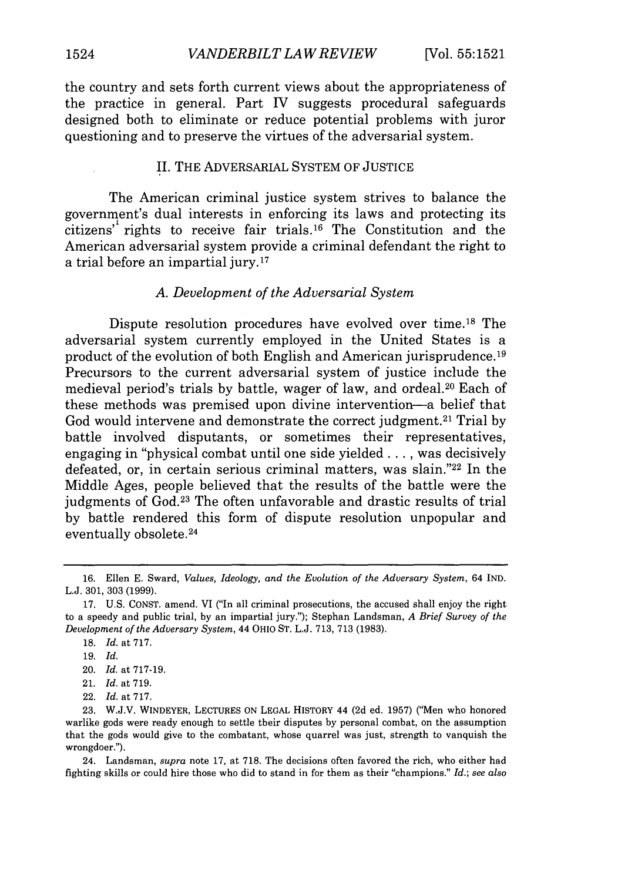the country and sets forth current views about the appropriateness of the practice in general. Part IV suggests procedural safeguards designed both to eliminate or reduce potential problems with juror questioning and to preserve the virtues of the adversarial system.

## II. THE ADVERSARIAL SYSTEM OF JUSTICE

The American criminal justice system strives to balance the government's dual interests in enforcing its laws and protecting its citizens' rights to receive fair trials.[16] The Constitution and the American adversarial system provide a criminal defendant the right to a trial before an impartial jury.[17]

### *A. Development of the Adversarial System*

Dispute resolution procedures have evolved over time.[18] The adversarial system currently employed in the United States is a product of the evolution of both English and American jurisprudence.[19] Precursors to the current adversarial system of justice include the medieval period's trials by battle, wager of law, and ordeal.[20] Each of these methods was premised upon divine intervention—a belief that God would intervene and demonstrate the correct judgment.[21] Trial by battle involved disputants, or sometimes their representatives, engaging in "physical combat until one side yielded . . . , was decisively defeated, or, in certain serious criminal matters, was slain."[22] In the Middle Ages, people believed that the results of the battle were the judgments of God.[23] The often unfavorable and drastic results of trial by battle rendered this form of dispute resolution unpopular and eventually obsolete.[24]

---

16. Ellen E. Sward, *Values, Ideology, and the Evolution of the Adversary System*, 64 IND. L.J. 301, 303 (1999).

17. U.S. CONST. amend. VI ("In all criminal prosecutions, the accused shall enjoy the right to a speedy and public trial, by an impartial jury."); Stephan Landsman, *A Brief Survey of the Development of the Adversary System*, 44 OHIO ST. L.J. 713, 713 (1983).

18. *Id.* at 717.

19. *Id.*

20. *Id.* at 717-19.

21. *Id.* at 719.

22. *Id.* at 717.

23. W.J.V. WINDEYER, LECTURES ON LEGAL HISTORY 44 (2d ed. 1957) ("Men who honored warlike gods were ready enough to settle their disputes by personal combat, on the assumption that the gods would give to the combatant, whose quarrel was just, strength to vanquish the wrongdoer.").

24. Landsman, *supra* note 17, at 718. The decisions often favored the rich, who either had fighting skills or could hire those who did to stand in for them as their "champions." *Id.*; *see also*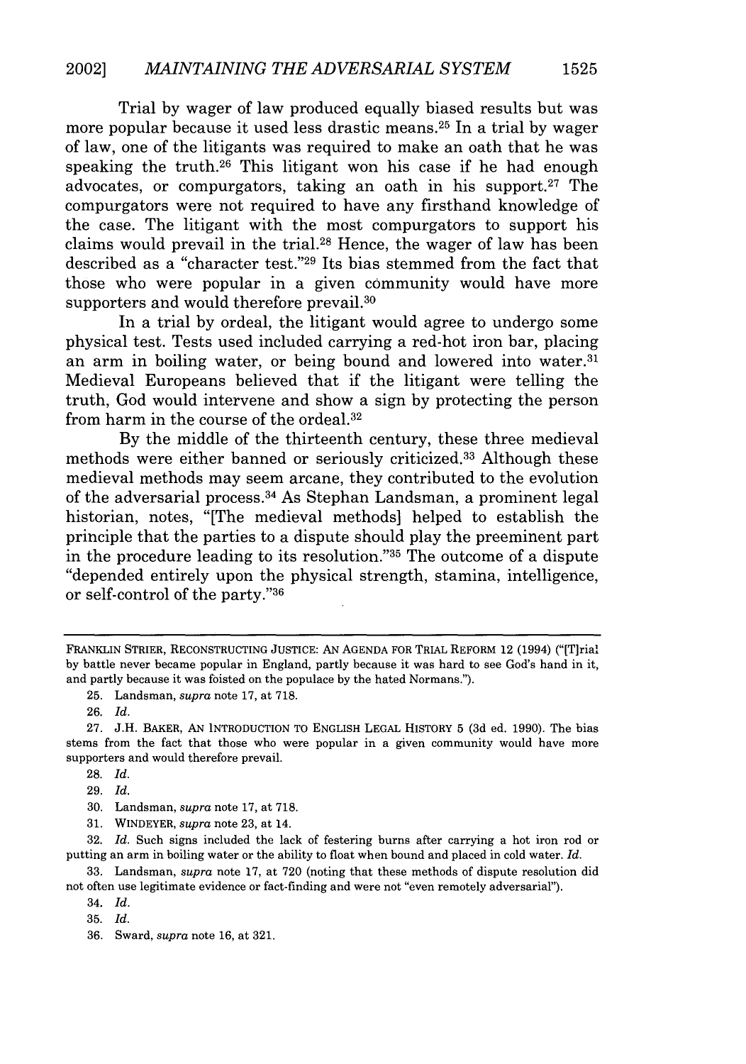Trial by wager of law produced equally biased results but was more popular because it used less drastic means.[25] In a trial by wager of law, one of the litigants was required to make an oath that he was speaking the truth.[26] This litigant won his case if he had enough advocates, or compurgators, taking an oath in his support.[27] The compurgators were not required to have any firsthand knowledge of the case. The litigant with the most compurgators to support his claims would prevail in the trial.[28] Hence, the wager of law has been described as a "character test."[29] Its bias stemmed from the fact that those who were popular in a given community would have more supporters and would therefore prevail.[30]

In a trial by ordeal, the litigant would agree to undergo some physical test. Tests used included carrying a red-hot iron bar, placing an arm in boiling water, or being bound and lowered into water.[31] Medieval Europeans believed that if the litigant were telling the truth, God would intervene and show a sign by protecting the person from harm in the course of the ordeal.[32]

By the middle of the thirteenth century, these three medieval methods were either banned or seriously criticized.[33] Although these medieval methods may seem arcane, they contributed to the evolution of the adversarial process.[34] As Stephan Landsman, a prominent legal historian, notes, "[The medieval methods] helped to establish the principle that the parties to a dispute should play the preeminent part in the procedure leading to its resolution."[35] The outcome of a dispute "depended entirely upon the physical strength, stamina, intelligence, or self-control of the party."[36]

---

FRANKLIN STRIER, RECONSTRUCTING JUSTICE: AN AGENDA FOR TRIAL REFORM 12 (1994) ("[T]rial by battle never became popular in England, partly because it was hard to see God's hand in it, and partly because it was foisted on the populace by the hated Normans.").

25. Landsman, *supra* note 17, at 718.

26. *Id.*

27. J.H. BAKER, AN INTRODUCTION TO ENGLISH LEGAL HISTORY 5 (3d ed. 1990). The bias stems from the fact that those who were popular in a given community would have more supporters and would therefore prevail.

28. *Id.*

29. *Id.*

30. Landsman, *supra* note 17, at 718.

31. WINDEYER, *supra* note 23, at 14.

32. *Id.* Such signs included the lack of festering burns after carrying a hot iron rod or putting an arm in boiling water or the ability to float when bound and placed in cold water. *Id.*

33. Landsman, *supra* note 17, at 720 (noting that these methods of dispute resolution did not often use legitimate evidence or fact-finding and were not "even remotely adversarial").

34. *Id.*

35. *Id.*

36. Sward, *supra* note 16, at 321.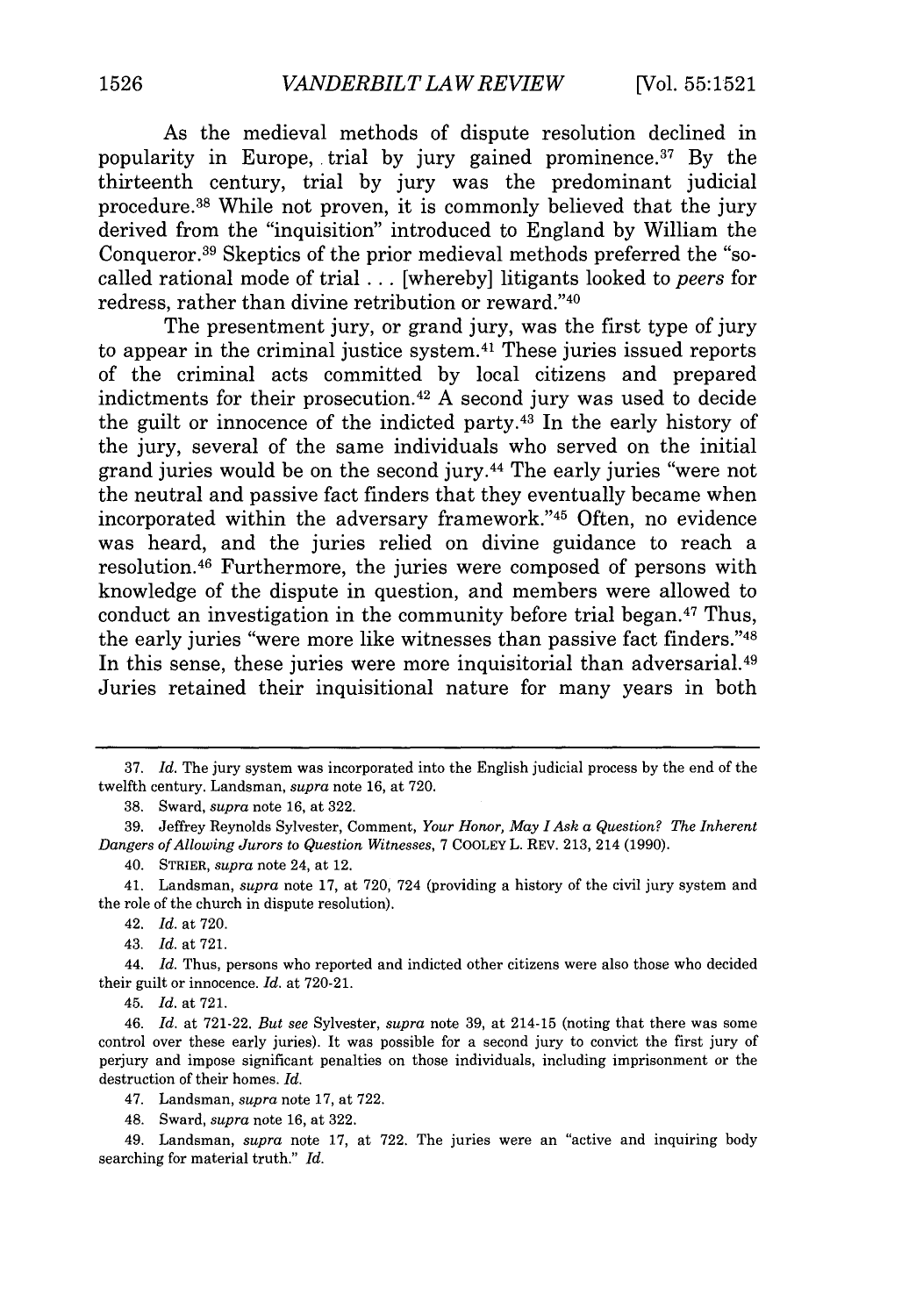As the medieval methods of dispute resolution declined in popularity in Europe, trial by jury gained prominence.[37] By the thirteenth century, trial by jury was the predominant judicial procedure.[38] While not proven, it is commonly believed that the jury derived from the "inquisition" introduced to England by William the Conqueror.[39] Skeptics of the prior medieval methods preferred the "so-called rational mode of trial . . . [whereby] litigants looked to *peers* for redress, rather than divine retribution or reward."[40]

The presentment jury, or grand jury, was the first type of jury to appear in the criminal justice system.[41] These juries issued reports of the criminal acts committed by local citizens and prepared indictments for their prosecution.[42] A second jury was used to decide the guilt or innocence of the indicted party.[43] In the early history of the jury, several of the same individuals who served on the initial grand juries would be on the second jury.[44] The early juries "were not the neutral and passive fact finders that they eventually became when incorporated within the adversary framework."[45] Often, no evidence was heard, and the juries relied on divine guidance to reach a resolution.[46] Furthermore, the juries were composed of persons with knowledge of the dispute in question, and members were allowed to conduct an investigation in the community before trial began.[47] Thus, the early juries "were more like witnesses than passive fact finders."[48] In this sense, these juries were more inquisitorial than adversarial.[49] Juries retained their inquisitional nature for many years in both

---

37. *Id.* The jury system was incorporated into the English judicial process by the end of the twelfth century. Landsman, *supra* note 16, at 720.

38. Sward, *supra* note 16, at 322.

39. Jeffrey Reynolds Sylvester, Comment, *Your Honor, May I Ask a Question? The Inherent Dangers of Allowing Jurors to Question Witnesses*, 7 COOLEY L. REV. 213, 214 (1990).

40. STRIER, *supra* note 24, at 12.

41. Landsman, *supra* note 17, at 720, 724 (providing a history of the civil jury system and the role of the church in dispute resolution).

42. *Id.* at 720.

43. *Id.* at 721.

44. *Id.* Thus, persons who reported and indicted other citizens were also those who decided their guilt or innocence. *Id.* at 720-21.

45. *Id.* at 721.

46. *Id.* at 721-22. *But see* Sylvester, *supra* note 39, at 214-15 (noting that there was some control over these early juries). It was possible for a second jury to convict the first jury of perjury and impose significant penalties on those individuals, including imprisonment or the destruction of their homes. *Id.*

47. Landsman, *supra* note 17, at 722.

48. Sward, *supra* note 16, at 322.

49. Landsman, *supra* note 17, at 722. The juries were an "active and inquiring body searching for material truth." *Id.*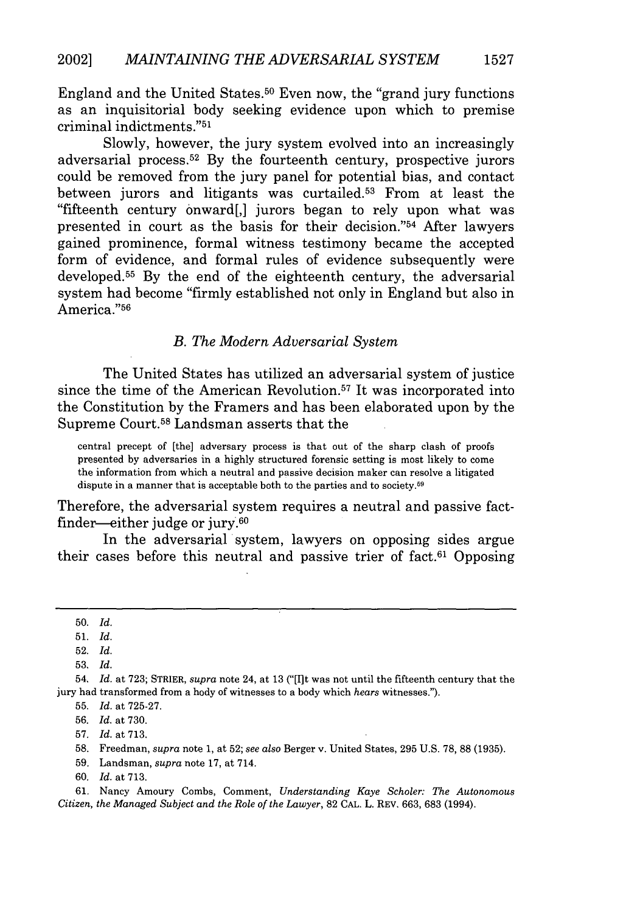England and the United States.[50] Even now, the "grand jury functions as an inquisitorial body seeking evidence upon which to premise criminal indictments."[51]

Slowly, however, the jury system evolved into an increasingly adversarial process.[52] By the fourteenth century, prospective jurors could be removed from the jury panel for potential bias, and contact between jurors and litigants was curtailed.[53] From at least the "fifteenth century onward[,] jurors began to rely upon what was presented in court as the basis for their decision."[54] After lawyers gained prominence, formal witness testimony became the accepted form of evidence, and formal rules of evidence subsequently were developed.[55] By the end of the eighteenth century, the adversarial system had become "firmly established not only in England but also in America."[56]

### *B. The Modern Adversarial System*

The United States has utilized an adversarial system of justice since the time of the American Revolution.[57] It was incorporated into the Constitution by the Framers and has been elaborated upon by the Supreme Court.[58] Landsman asserts that the

> central precept of [the] adversary process is that out of the sharp clash of proofs presented by adversaries in a highly structured forensic setting is most likely to come the information from which a neutral and passive decision maker can resolve a litigated dispute in a manner that is acceptable both to the parties and to society.[59]

Therefore, the adversarial system requires a neutral and passive fact-finder—either judge or jury.[60]

In the adversarial system, lawyers on opposing sides argue their cases before this neutral and passive trier of fact.[61] Opposing

---

50. *Id.*

51. *Id.*

52. *Id.*

53. *Id.*

54. *Id.* at 723; STRIER, *supra* note 24, at 13 ("[I]t was not until the fifteenth century that the jury had transformed from a body of witnesses to a body which *hears* witnesses.").

55. *Id.* at 725-27.

56. *Id.* at 730.

57. *Id.* at 713.

58. Freedman, *supra* note 1, at 52; *see also* Berger v. United States, 295 U.S. 78, 88 (1935).

59. Landsman, *supra* note 17, at 714.

60. *Id.* at 713.

61. Nancy Amoury Combs, Comment, *Understanding Kaye Scholer: The Autonomous Citizen, the Managed Subject and the Role of the Lawyer*, 82 CAL. L. REV. 663, 683 (1994).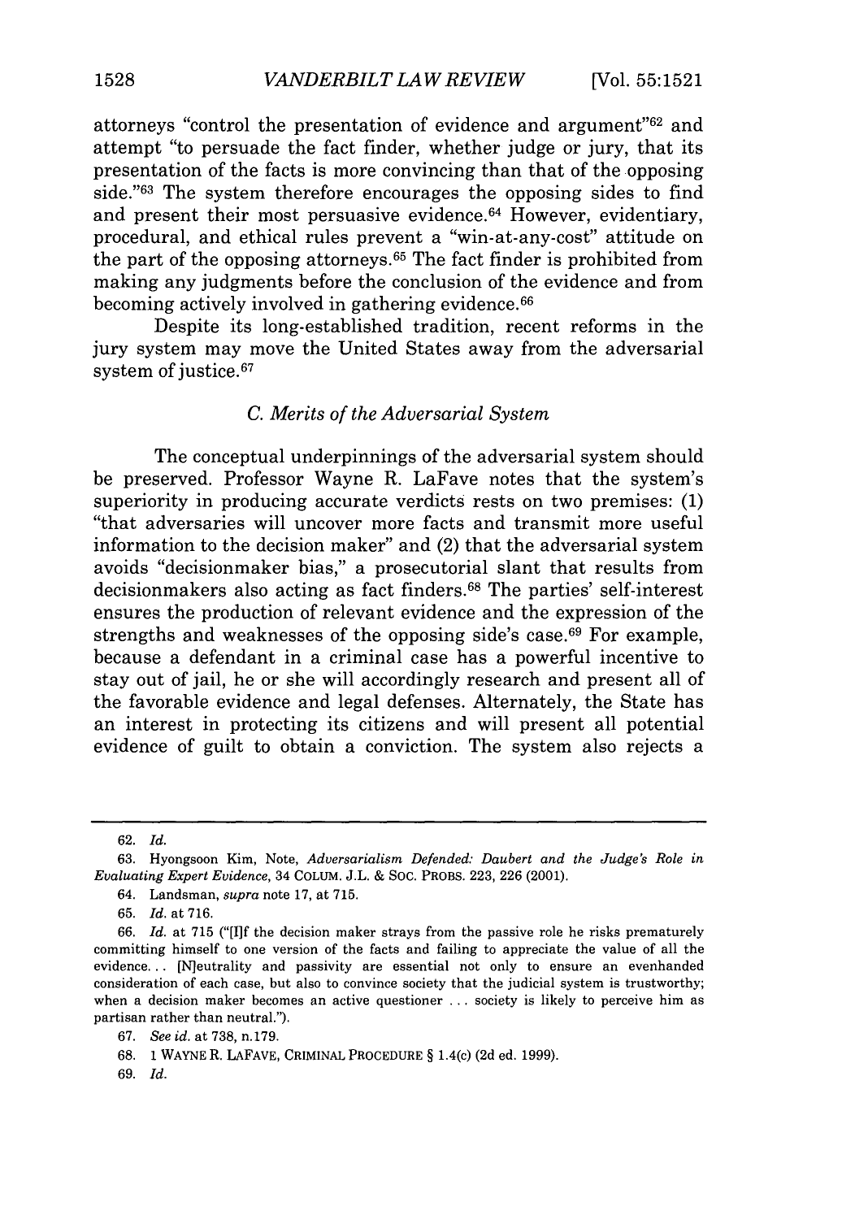attorneys "control the presentation of evidence and argument"[62] and attempt "to persuade the fact finder, whether judge or jury, that its presentation of the facts is more convincing than that of the opposing side."[63] The system therefore encourages the opposing sides to find and present their most persuasive evidence.[64] However, evidentiary, procedural, and ethical rules prevent a "win-at-any-cost" attitude on the part of the opposing attorneys.[65] The fact finder is prohibited from making any judgments before the conclusion of the evidence and from becoming actively involved in gathering evidence.[66]

Despite its long-established tradition, recent reforms in the jury system may move the United States away from the adversarial system of justice.[67]

### *C. Merits of the Adversarial System*

The conceptual underpinnings of the adversarial system should be preserved. Professor Wayne R. LaFave notes that the system's superiority in producing accurate verdicts rests on two premises: (1) "that adversaries will uncover more facts and transmit more useful information to the decision maker" and (2) that the adversarial system avoids "decisionmaker bias," a prosecutorial slant that results from decisionmakers also acting as fact finders.[68] The parties' self-interest ensures the production of relevant evidence and the expression of the strengths and weaknesses of the opposing side's case.[69] For example, because a defendant in a criminal case has a powerful incentive to stay out of jail, he or she will accordingly research and present all of the favorable evidence and legal defenses. Alternately, the State has an interest in protecting its citizens and will present all potential evidence of guilt to obtain a conviction. The system also rejects a

---

62. *Id.*

63. Hyongsoon Kim, Note, *Adversarialism Defended: Daubert and the Judge's Role in Evaluating Expert Evidence*, 34 COLUM. J.L. & SOC. PROBS. 223, 226 (2001).

64. Landsman, *supra* note 17, at 715.

65. *Id.* at 716.

66. *Id.* at 715 ("[I]f the decision maker strays from the passive role he risks prematurely committing himself to one version of the facts and failing to appreciate the value of all the evidence... [N]eutrality and passivity are essential not only to ensure an evenhanded consideration of each case, but also to convince society that the judicial system is trustworthy; when a decision maker becomes an active questioner ... society is likely to perceive him as partisan rather than neutral.").

67. *See id.* at 738, n.179.

68. 1 WAYNE R. LAFAVE, CRIMINAL PROCEDURE § 1.4(c) (2d ed. 1999).

69. *Id.*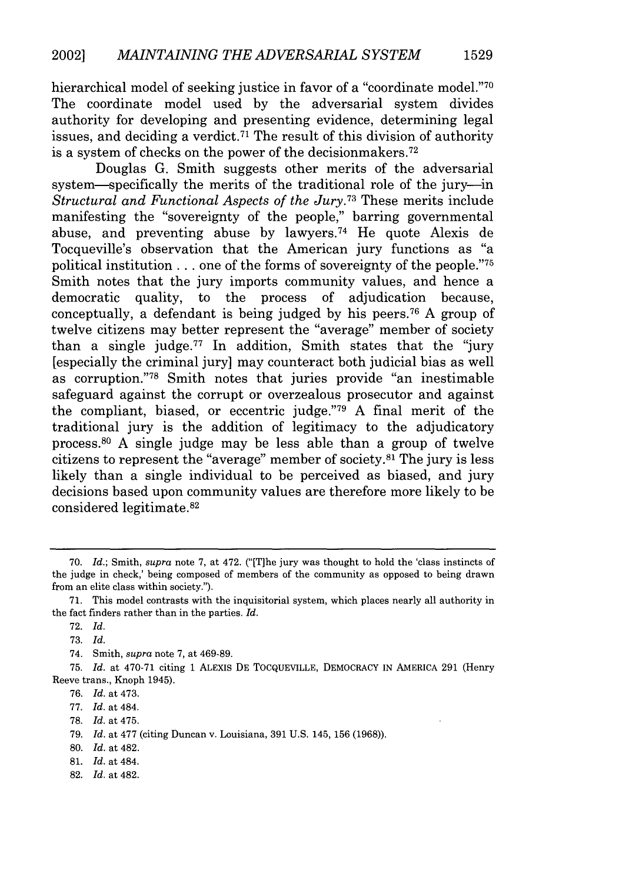hierarchical model of seeking justice in favor of a "coordinate model."[70] The coordinate model used by the adversarial system divides authority for developing and presenting evidence, determining legal issues, and deciding a verdict.[71] The result of this division of authority is a system of checks on the power of the decisionmakers.[72]

Douglas G. Smith suggests other merits of the adversarial system—specifically the merits of the traditional role of the jury—in *Structural and Functional Aspects of the Jury*.[73] These merits include manifesting the "sovereignty of the people," barring governmental abuse, and preventing abuse by lawyers.[74] He quote Alexis de Tocqueville's observation that the American jury functions as "a political institution . . . one of the forms of sovereignty of the people."[75] Smith notes that the jury imports community values, and hence a democratic quality, to the process of adjudication because, conceptually, a defendant is being judged by his peers.[76] A group of twelve citizens may better represent the "average" member of society than a single judge.[77] In addition, Smith states that the "jury [especially the criminal jury] may counteract both judicial bias as well as corruption."[78] Smith notes that juries provide "an inestimable safeguard against the corrupt or overzealous prosecutor and against the compliant, biased, or eccentric judge."[79] A final merit of the traditional jury is the addition of legitimacy to the adjudicatory process.[80] A single judge may be less able than a group of twelve citizens to represent the "average" member of society.[81] The jury is less likely than a single individual to be perceived as biased, and jury decisions based upon community values are therefore more likely to be considered legitimate.[82]

---

70. *Id.*; Smith, *supra* note 7, at 472. ("[T]he jury was thought to hold the 'class instincts of the judge in check,' being composed of members of the community as opposed to being drawn from an elite class within society.").

71. This model contrasts with the inquisitorial system, which places nearly all authority in the fact finders rather than in the parties. *Id.*

72. *Id.*

73. *Id.*

74. Smith, *supra* note 7, at 469-89.

75. *Id.* at 470-71 citing 1 ALEXIS DE TOCQUEVILLE, DEMOCRACY IN AMERICA 291 (Henry Reeve trans., Knoph 1945).

76. *Id.* at 473.

77. *Id.* at 484.

78. *Id.* at 475.

79. *Id.* at 477 (citing Duncan v. Louisiana, 391 U.S. 145, 156 (1968)).

80. *Id.* at 482.

81. *Id.* at 484.

82. *Id.* at 482.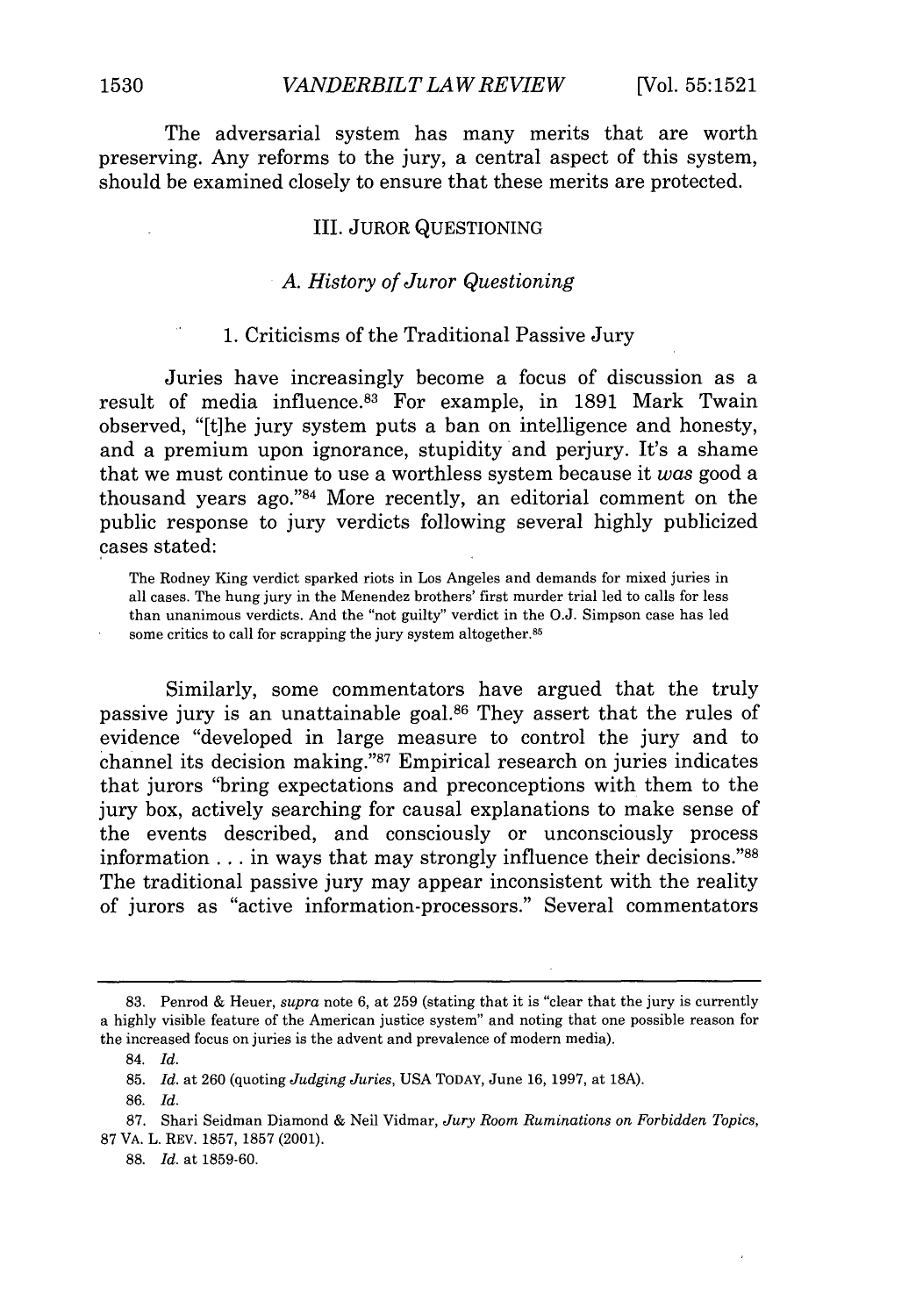The adversarial system has many merits that are worth preserving. Any reforms to the jury, a central aspect of this system, should be examined closely to ensure that these merits are protected.

## III. JUROR QUESTIONING

### *A. History of Juror Questioning*

#### 1. Criticisms of the Traditional Passive Jury

Juries have increasingly become a focus of discussion as a result of media influence.[83] For example, in 1891 Mark Twain observed, "[t]he jury system puts a ban on intelligence and honesty, and a premium upon ignorance, stupidity and perjury. It's a shame that we must continue to use a worthless system because it *was* good a thousand years ago."[84] More recently, an editorial comment on the public response to jury verdicts following several highly publicized cases stated:

> The Rodney King verdict sparked riots in Los Angeles and demands for mixed juries in all cases. The hung jury in the Menendez brothers' first murder trial led to calls for less than unanimous verdicts. And the "not guilty" verdict in the O.J. Simpson case has led some critics to call for scrapping the jury system altogether.[85]

Similarly, some commentators have argued that the truly passive jury is an unattainable goal.[86] They assert that the rules of evidence "developed in large measure to control the jury and to channel its decision making."[87] Empirical research on juries indicates that jurors "bring expectations and preconceptions with them to the jury box, actively searching for causal explanations to make sense of the events described, and consciously or unconsciously process information . . . in ways that may strongly influence their decisions."[88] The traditional passive jury may appear inconsistent with the reality of jurors as "active information-processors." Several commentators

---

83. Penrod & Heuer, *supra* note 6, at 259 (stating that it is "clear that the jury is currently a highly visible feature of the American justice system" and noting that one possible reason for the increased focus on juries is the advent and prevalence of modern media).

84. *Id.*

85. *Id.* at 260 (quoting *Judging Juries*, USA TODAY, June 16, 1997, at 18A).

86. *Id.*

87. Shari Seidman Diamond & Neil Vidmar, *Jury Room Ruminations on Forbidden Topics*, 87 VA. L. REV. 1857, 1857 (2001).

88. *Id.* at 1859-60.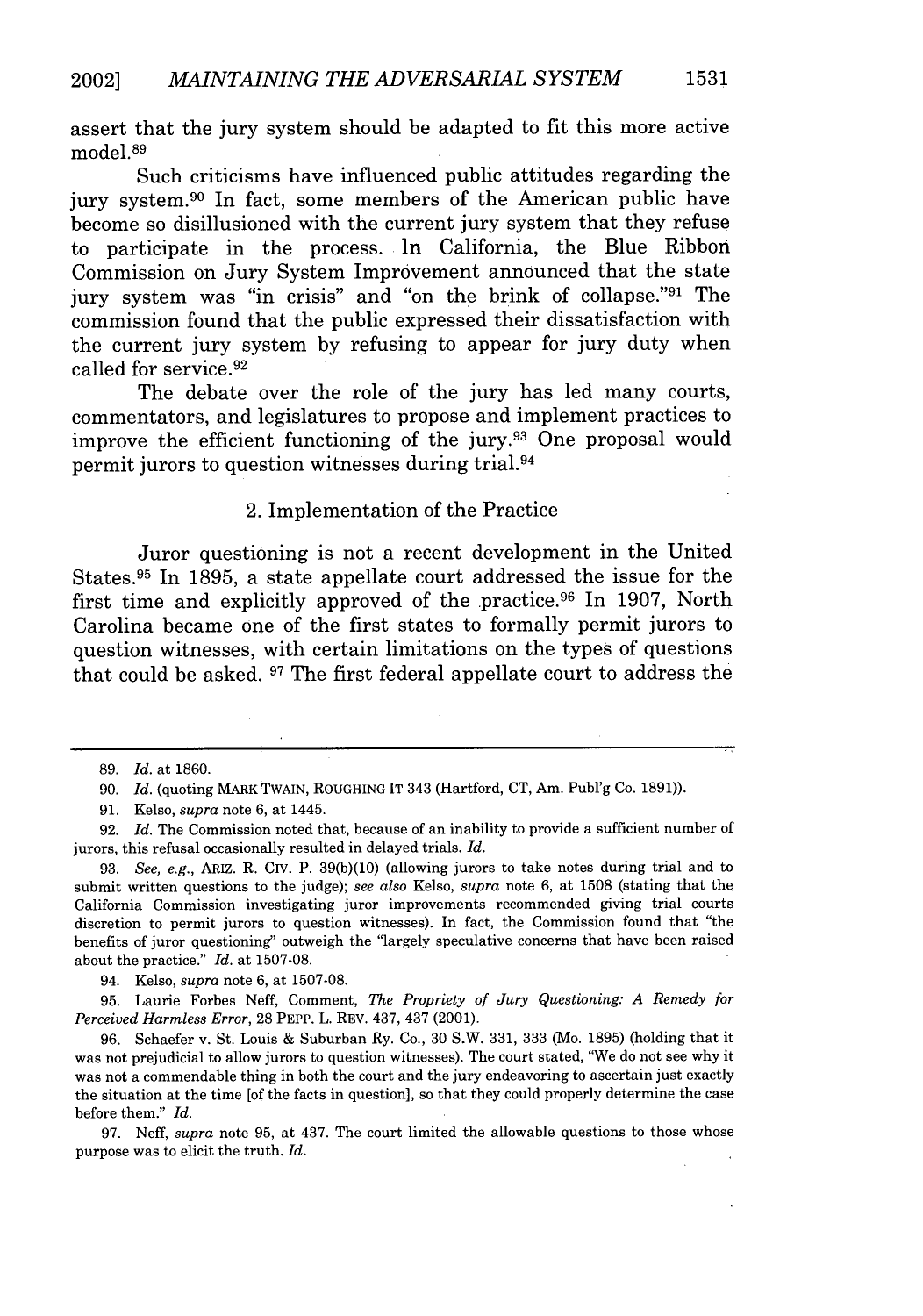assert that the jury system should be adapted to fit this more active model.[89]

Such criticisms have influenced public attitudes regarding the jury system.[90] In fact, some members of the American public have become so disillusioned with the current jury system that they refuse to participate in the process. In California, the Blue Ribbon Commission on Jury System Improvement announced that the state jury system was "in crisis" and "on the brink of collapse."[91] The commission found that the public expressed their dissatisfaction with the current jury system by refusing to appear for jury duty when called for service.[92]

The debate over the role of the jury has led many courts, commentators, and legislatures to propose and implement practices to improve the efficient functioning of the jury.[93] One proposal would permit jurors to question witnesses during trial.[94]

### 2. Implementation of the Practice

Juror questioning is not a recent development in the United States.[95] In 1895, a state appellate court addressed the issue for the first time and explicitly approved of the practice.[96] In 1907, North Carolina became one of the first states to formally permit jurors to question witnesses, with certain limitations on the types of questions that could be asked.[97] The first federal appellate court to address the

---

89. *Id.* at 1860.

90. *Id.* (quoting MARK TWAIN, ROUGHING IT 343 (Hartford, CT, Am. Publ'g Co. 1891)).

91. Kelso, *supra* note 6, at 1445.

92. *Id.* The Commission noted that, because of an inability to provide a sufficient number of jurors, this refusal occasionally resulted in delayed trials. *Id.*

93. *See, e.g.*, ARIZ. R. CIV. P. 39(b)(10) (allowing jurors to take notes during trial and to submit written questions to the judge); *see also* Kelso, *supra* note 6, at 1508 (stating that the California Commission investigating juror improvements recommended giving trial courts discretion to permit jurors to question witnesses). In fact, the Commission found that "the benefits of juror questioning" outweigh the "largely speculative concerns that have been raised about the practice." *Id.* at 1507-08.

94. Kelso, *supra* note 6, at 1507-08.

95. Laurie Forbes Neff, Comment, *The Propriety of Jury Questioning: A Remedy for Perceived Harmless Error*, 28 PEPP. L. REV. 437, 437 (2001).

96. Schaefer v. St. Louis & Suburban Ry. Co., 30 S.W. 331, 333 (Mo. 1895) (holding that it was not prejudicial to allow jurors to question witnesses). The court stated, "We do not see why it was not a commendable thing in both the court and the jury endeavoring to ascertain just exactly the situation at the time [of the facts in question], so that they could properly determine the case before them." *Id.*

97. Neff, *supra* note 95, at 437. The court limited the allowable questions to those whose purpose was to elicit the truth. *Id.*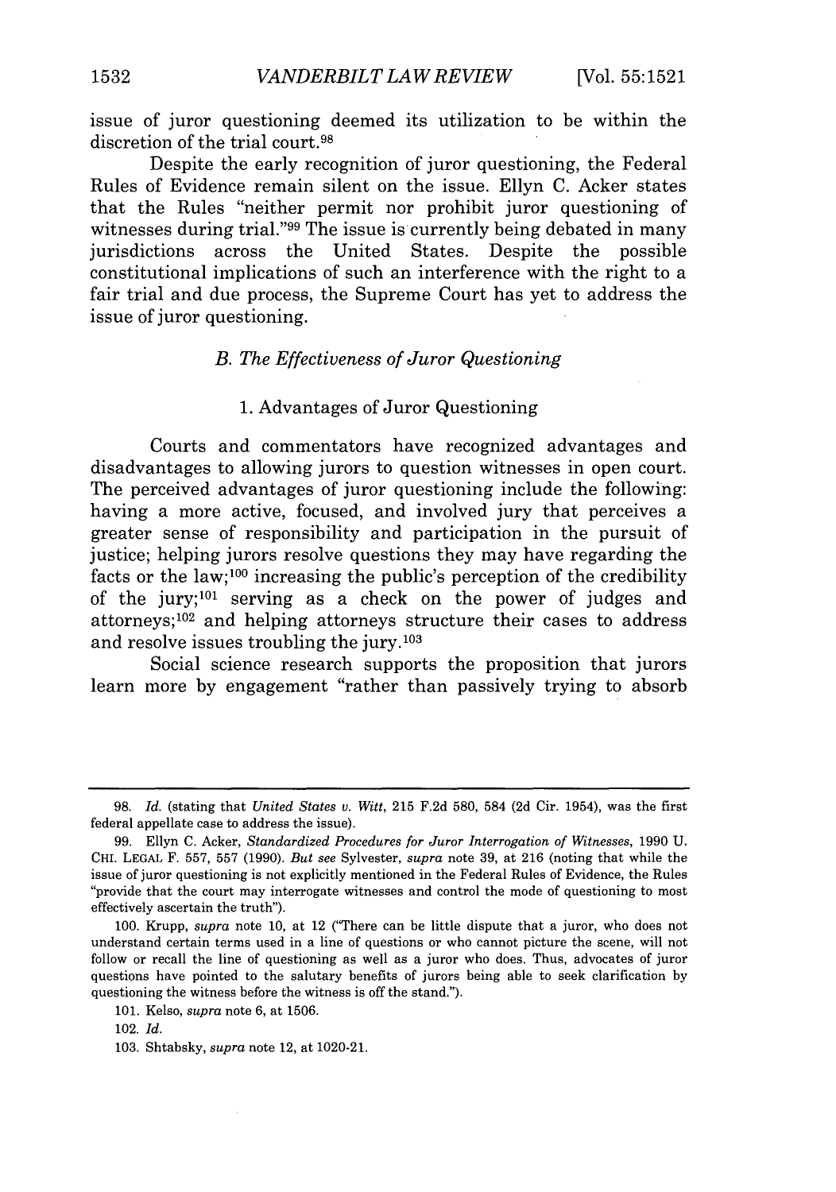issue of juror questioning deemed its utilization to be within the discretion of the trial court.[98]

Despite the early recognition of juror questioning, the Federal Rules of Evidence remain silent on the issue. Ellyn C. Acker states that the Rules "neither permit nor prohibit juror questioning of witnesses during trial."[99] The issue is currently being debated in many jurisdictions across the United States. Despite the possible constitutional implications of such an interference with the right to a fair trial and due process, the Supreme Court has yet to address the issue of juror questioning.

### *B. The Effectiveness of Juror Questioning*

#### 1. Advantages of Juror Questioning

Courts and commentators have recognized advantages and disadvantages to allowing jurors to question witnesses in open court. The perceived advantages of juror questioning include the following: having a more active, focused, and involved jury that perceives a greater sense of responsibility and participation in the pursuit of justice; helping jurors resolve questions they may have regarding the facts or the law;[100] increasing the public's perception of the credibility of the jury;[101] serving as a check on the power of judges and attorneys;[102] and helping attorneys structure their cases to address and resolve issues troubling the jury.[103]

Social science research supports the proposition that jurors learn more by engagement "rather than passively trying to absorb

---

98. *Id.* (stating that *United States v. Witt*, 215 F.2d 580, 584 (2d Cir. 1954), was the first federal appellate case to address the issue).

99. Ellyn C. Acker, *Standardized Procedures for Juror Interrogation of Witnesses*, 1990 U. CHI. LEGAL F. 557, 557 (1990). *But see* Sylvester, *supra* note 39, at 216 (noting that while the issue of juror questioning is not explicitly mentioned in the Federal Rules of Evidence, the Rules "provide that the court may interrogate witnesses and control the mode of questioning to most effectively ascertain the truth").

100. Krupp, *supra* note 10, at 12 ("There can be little dispute that a juror, who does not understand certain terms used in a line of questions or who cannot picture the scene, will not follow or recall the line of questioning as well as a juror who does. Thus, advocates of juror questions have pointed to the salutary benefits of jurors being able to seek clarification by questioning the witness before the witness is off the stand.").

101. Kelso, *supra* note 6, at 1506.

102. *Id.*

103. Shtabsky, *supra* note 12, at 1020-21.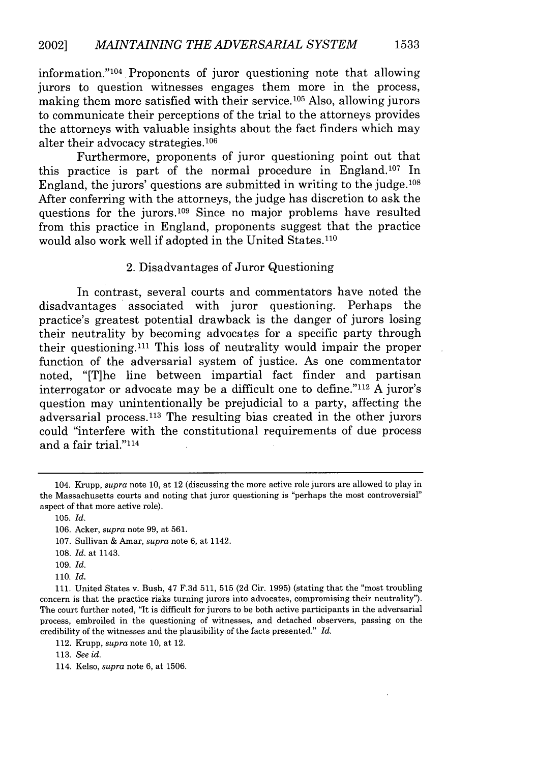information."[104] Proponents of juror questioning note that allowing jurors to question witnesses engages them more in the process, making them more satisfied with their service.[105] Also, allowing jurors to communicate their perceptions of the trial to the attorneys provides the attorneys with valuable insights about the fact finders which may alter their advocacy strategies.[106]

Furthermore, proponents of juror questioning point out that this practice is part of the normal procedure in England.[107] In England, the jurors' questions are submitted in writing to the judge.[108] After conferring with the attorneys, the judge has discretion to ask the questions for the jurors.[109] Since no major problems have resulted from this practice in England, proponents suggest that the practice would also work well if adopted in the United States.[110]

### 2. Disadvantages of Juror Questioning

In contrast, several courts and commentators have noted the disadvantages associated with juror questioning. Perhaps the practice's greatest potential drawback is the danger of jurors losing their neutrality by becoming advocates for a specific party through their questioning.[111] This loss of neutrality would impair the proper function of the adversarial system of justice. As one commentator noted, "[T]he line between impartial fact finder and partisan interrogator or advocate may be a difficult one to define."[112] A juror's question may unintentionally be prejudicial to a party, affecting the adversarial process.[113] The resulting bias created in the other jurors could "interfere with the constitutional requirements of due process and a fair trial."[114]

---

104. Krupp, *supra* note 10, at 12 (discussing the more active role jurors are allowed to play in the Massachusetts courts and noting that juror questioning is "perhaps the most controversial" aspect of that more active role).

105. *Id.*

106. Acker, *supra* note 99, at 561.

107. Sullivan & Amar, *supra* note 6, at 1142.

108. *Id.* at 1143.

109. *Id.*

110. *Id.*

111. United States v. Bush, 47 F.3d 511, 515 (2d Cir. 1995) (stating that the "most troubling concern is that the practice risks turning jurors into advocates, compromising their neutrality"). The court further noted, "It is difficult for jurors to be both active participants in the adversarial process, embroiled in the questioning of witnesses, and detached observers, passing on the credibility of the witnesses and the plausibility of the facts presented." *Id.*

112. Krupp, *supra* note 10, at 12.

113. *See id.*

114. Kelso, *supra* note 6, at 1506.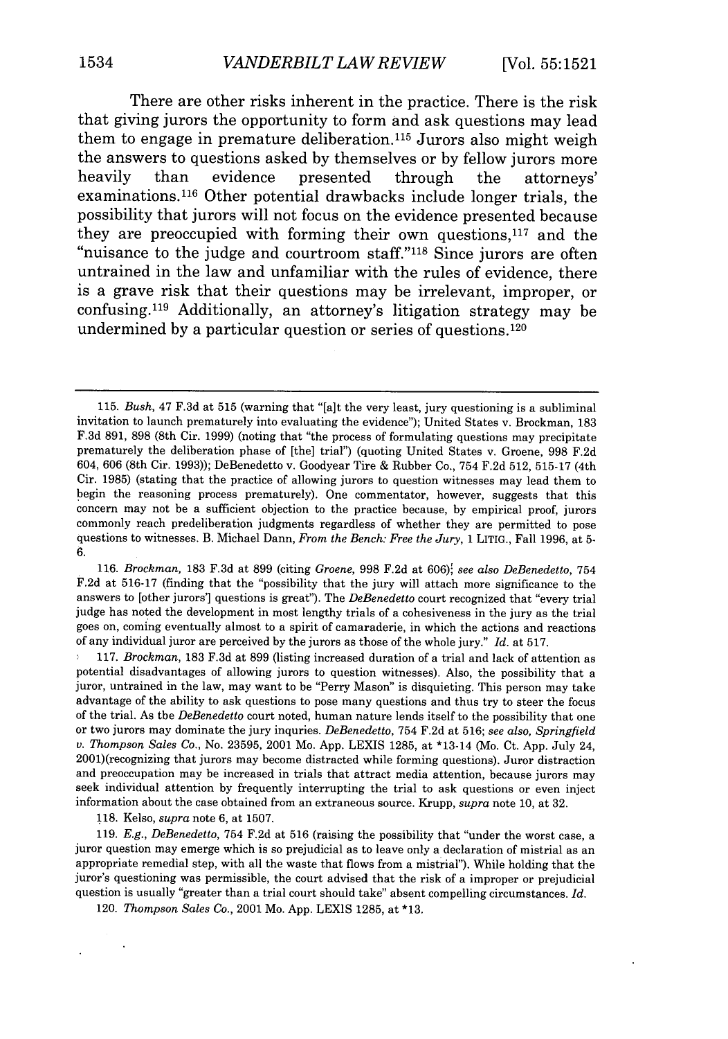There are other risks inherent in the practice. There is the risk that giving jurors the opportunity to form and ask questions may lead them to engage in premature deliberation.[115] Jurors also might weigh the answers to questions asked by themselves or by fellow jurors more heavily than evidence presented through the attorneys' examinations.[116] Other potential drawbacks include longer trials, the possibility that jurors will not focus on the evidence presented because they are preoccupied with forming their own questions,[117] and the "nuisance to the judge and courtroom staff."[118] Since jurors are often untrained in the law and unfamiliar with the rules of evidence, there is a grave risk that their questions may be irrelevant, improper, or confusing.[119] Additionally, an attorney's litigation strategy may be undermined by a particular question or series of questions.[120]

---

115. *Bush*, 47 F.3d at 515 (warning that "[a]t the very least, jury questioning is a subliminal invitation to launch prematurely into evaluating the evidence"); United States v. Brockman, 183 F.3d 891, 898 (8th Cir. 1999) (noting that "the process of formulating questions may precipitate prematurely the deliberation phase of [the] trial") (quoting United States v. Groene, 998 F.2d 604, 606 (8th Cir. 1993)); DeBenedetto v. Goodyear Tire & Rubber Co., 754 F.2d 512, 515-17 (4th Cir. 1985) (stating that the practice of allowing jurors to question witnesses may lead them to begin the reasoning process prematurely). One commentator, however, suggests that this concern may not be a sufficient objection to the practice because, by empirical proof, jurors commonly reach predeliberation judgments regardless of whether they are permitted to pose questions to witnesses. B. Michael Dann, *From the Bench: Free the Jury*, 1 LITIG., Fall 1996, at 5-6.

116. *Brockman*, 183 F.3d at 899 (citing *Groene*, 998 F.2d at 606); *see also DeBenedetto*, 754 F.2d at 516-17 (finding that the "possibility that the jury will attach more significance to the answers to [other jurors'] questions is great"). The *DeBenedetto* court recognized that "every trial judge has noted the development in most lengthy trials of a cohesiveness in the jury as the trial goes on, coming eventually almost to a spirit of camaraderie, in which the actions and reactions of any individual juror are perceived by the jurors as those of the whole jury." *Id.* at 517.

117. *Brockman*, 183 F.3d at 899 (listing increased duration of a trial and lack of attention as potential disadvantages of allowing jurors to question witnesses). Also, the possibility that a juror, untrained in the law, may want to be "Perry Mason" is disquieting. This person may take advantage of the ability to ask questions to pose many questions and thus try to steer the focus of the trial. As tbe *DeBenedetto* court noted, human nature lends itself to the possibility that one or two jurors may dominate the jury inquries. *DeBenedetto*, 754 F.2d at 516; *see also, Springfield v. Thompson Sales Co.*, No. 23595, 2001 Mo. App. LEXIS 1285, at *13-14 (Mo. Ct. App. July 24, 2001)(recognizing that jurors may become distracted while forming questions). Juror distraction and preoccupation may be increased in trials that attract media attention, because jurors may seek individual attention by frequently interrupting the trial to ask questions or even inject information about the case obtained from an extraneous source. Krupp, *supra* note 10, at 32.

118. Kelso, *supra* note 6, at 1507.

119. *E.g.*, *DeBenedetto*, 754 F.2d at 516 (raising the possibility that "under the worst case, a juror question may emerge which is so prejudicial as to leave only a declaration of mistrial as an appropriate remedial step, with all the waste that flows from a mistrial"). While holding that the juror's questioning was permissible, the court advised that the risk of a improper or prejudicial question is usually "greater than a trial court should take" absent compelling circumstances. *Id.*

120. *Thompson Sales Co.*, 2001 Mo. App. LEXIS 1285, at *13.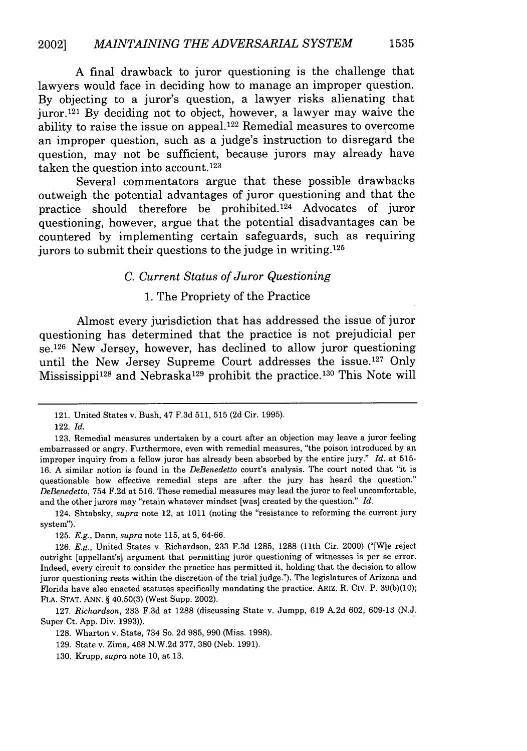A final drawback to juror questioning is the challenge that lawyers would face in deciding how to manage an improper question. By objecting to a juror's question, a lawyer risks alienating that juror.[121] By deciding not to object, however, a lawyer may waive the ability to raise the issue on appeal.[122] Remedial measures to overcome an improper question, such as a judge's instruction to disregard the question, may not be sufficient, because jurors may already have taken the question into account.[123]

Several commentators argue that these possible drawbacks outweigh the potential advantages of juror questioning and that the practice should therefore be prohibited.[124] Advocates of juror questioning, however, argue that the potential disadvantages can be countered by implementing certain safeguards, such as requiring jurors to submit their questions to the judge in writing.[125]

### *C. Current Status of Juror Questioning*

#### 1. The Propriety of the Practice

Almost every jurisdiction that has addressed the issue of juror questioning has determined that the practice is not prejudicial per se.[126] New Jersey, however, has declined to allow juror questioning until the New Jersey Supreme Court addresses the issue.[127] Only Mississippi[128] and Nebraska[129] prohibit the practice.[130] This Note will

---

121. United States v. Bush, 47 F.3d 511, 515 (2d Cir. 1995).

122. *Id.*

123. Remedial measures undertaken by a court after an objection may leave a juror feeling embarrassed or angry. Furthermore, even with remedial measures, "the poison introduced by an improper inquiry from a fellow juror has already been absorbed by the entire jury." *Id.* at 515-16. A similar notion is found in the *DeBenedetto* court's analysis. The court noted that "it is questionable how effective remedial steps are after the jury has heard the question." *DeBenedetto*, 754 F.2d at 516. These remedial measures may lead the juror to feel uncomfortable, and the other jurors may "retain whatever mindset [was] created by the question." *Id.*

124. Shtabsky, *supra* note 12, at 1011 (noting the "resistance to reforming the current jury system").

125. *E.g.*, Dann, *supra* note 115, at 5, 64-66.

126. *E.g.*, United States v. Richardson, 233 F.3d 1285, 1288 (11th Cir. 2000) ("[W]e reject outright [appellant's] argument that permitting juror questioning of witnesses is per se error. Indeed, every circuit to consider the practice has permitted it, holding that the decision to allow juror questioning rests within the discretion of the trial judge."). The legislatures of Arizona and Florida have also enacted statutes specifically mandating the practice. ARIZ. R. CIV. P. 39(b)(10); FLA. STAT. ANN. § 40.50(3) (West Supp. 2002).

127. *Richardson*, 233 F.3d at 1288 (discussing State v. Jumpp, 619 A.2d 602, 609-13 (N.J. Super Ct. App. Div. 1993)).

128. Wharton v. State, 734 So. 2d 985, 990 (Miss. 1998).

129. State v. Zima, 468 N.W.2d 377, 380 (Neb. 1991).

130. Krupp, *supra* note 10, at 13.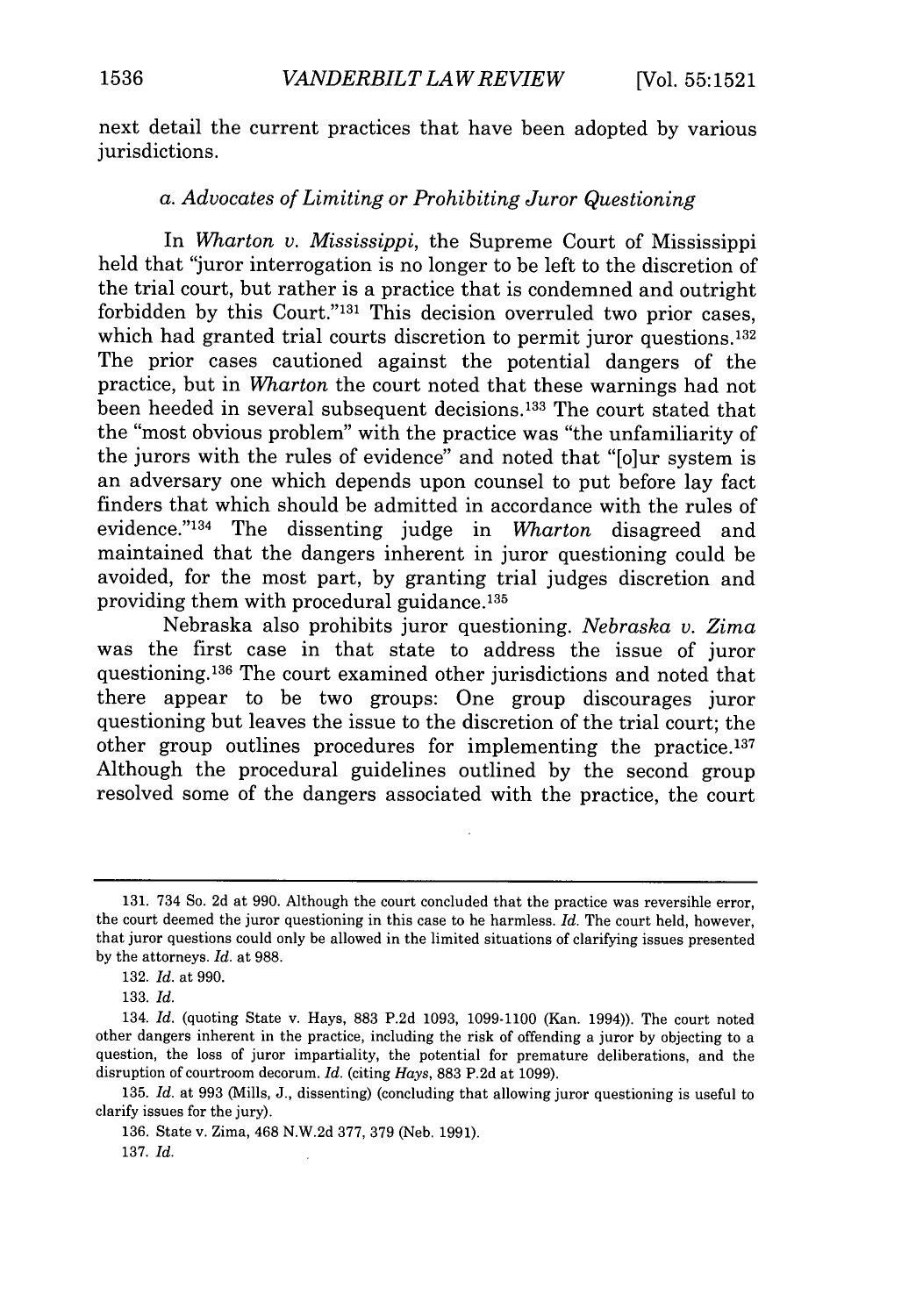next detail the current practices that have been adopted by various jurisdictions.

### *a. Advocates of Limiting or Prohibiting Juror Questioning*

In *Wharton v. Mississippi*, the Supreme Court of Mississippi held that "juror interrogation is no longer to be left to the discretion of the trial court, but rather is a practice that is condemned and outright forbidden by this Court."[131] This decision overruled two prior cases, which had granted trial courts discretion to permit juror questions.[132] The prior cases cautioned against the potential dangers of the practice, but in *Wharton* the court noted that these warnings had not been heeded in several subsequent decisions.[133] The court stated that the "most obvious problem" with the practice was "the unfamiliarity of the jurors with the rules of evidence" and noted that "[o]ur system is an adversary one which depends upon counsel to put before lay fact finders that which should be admitted in accordance with the rules of evidence."[134] The dissenting judge in *Wharton* disagreed and maintained that the dangers inherent in juror questioning could be avoided, for the most part, by granting trial judges discretion and providing them with procedural guidance.[135]

Nebraska also prohibits juror questioning. *Nebraska v. Zima* was the first case in that state to address the issue of juror questioning.[136] The court examined other jurisdictions and noted that there appear to be two groups: One group discourages juror questioning but leaves the issue to the discretion of the trial court; the other group outlines procedures for implementing the practice.[137] Although the procedural guidelines outlined by the second group resolved some of the dangers associated with the practice, the court

---

131. 734 So. 2d at 990. Although the court concluded that the practice was reversible error, the court deemed the juror questioning in this case to be harmless. *Id.* The court held, however, that juror questions could only be allowed in the limited situations of clarifying issues presented by the attorneys. *Id.* at 988.

132. *Id.* at 990.

133. *Id.*

134. *Id.* (quoting State v. Hays, 883 P.2d 1093, 1099-1100 (Kan. 1994)). The court noted other dangers inherent in the practice, including the risk of offending a juror by objecting to a question, the loss of juror impartiality, the potential for premature deliberations, and the disruption of courtroom decorum. *Id.* (citing *Hays*, 883 P.2d at 1099).

135. *Id.* at 993 (Mills, J., dissenting) (concluding that allowing juror questioning is useful to clarify issues for the jury).

136. State v. Zima, 468 N.W.2d 377, 379 (Neb. 1991).

137. *Id.*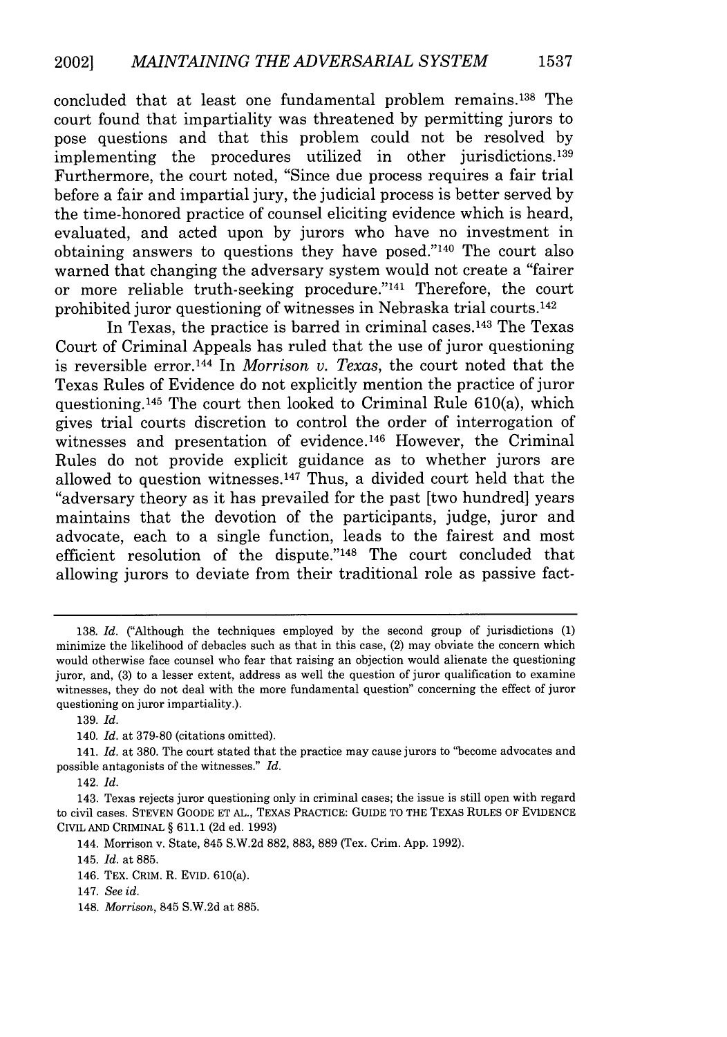concluded that at least one fundamental problem remains.[138] The court found that impartiality was threatened by permitting jurors to pose questions and that this problem could not be resolved by implementing the procedures utilized in other jurisdictions.[139] Furthermore, the court noted, "Since due process requires a fair trial before a fair and impartial jury, the judicial process is better served by the time-honored practice of counsel eliciting evidence which is heard, evaluated, and acted upon by jurors who have no investment in obtaining answers to questions they have posed."[140] The court also warned that changing the adversary system would not create a "fairer or more reliable truth-seeking procedure."[141] Therefore, the court prohibited juror questioning of witnesses in Nebraska trial courts.[142]

In Texas, the practice is barred in criminal cases.[143] The Texas Court of Criminal Appeals has ruled that the use of juror questioning is reversible error.[144] In *Morrison v. Texas*, the court noted that the Texas Rules of Evidence do not explicitly mention the practice of juror questioning.[145] The court then looked to Criminal Rule 610(a), which gives trial courts discretion to control the order of interrogation of witnesses and presentation of evidence.[146] However, the Criminal Rules do not provide explicit guidance as to whether jurors are allowed to question witnesses.[147] Thus, a divided court held that the "adversary theory as it has prevailed for the past [two hundred] years maintains that the devotion of the participants, judge, juror and advocate, each to a single function, leads to the fairest and most efficient resolution of the dispute."[148] The court concluded that allowing jurors to deviate from their traditional role as passive fact-

---

138. *Id.* ("Although the techniques employed by the second group of jurisdictions (1) minimize the likelihood of debacles such as that in this case, (2) may obviate the concern which would otherwise face counsel who fear that raising an objection would alienate the questioning juror, and, (3) to a lesser extent, address as well the question of juror qualification to examine witnesses, they do not deal with the more fundamental question" concerning the effect of juror questioning on juror impartiality.).

139. *Id.*

140. *Id.* at 379-80 (citations omitted).

141. *Id.* at 380. The court stated that the practice may cause jurors to "become advocates and possible antagonists of the witnesses." *Id.*

142. *Id.*

143. Texas rejects juror questioning only in criminal cases; the issue is still open with regard to civil cases. STEVEN GOODE ET AL., TEXAS PRACTICE: GUIDE TO THE TEXAS RULES OF EVIDENCE CIVIL AND CRIMINAL § 611.1 (2d ed. 1993)

144. Morrison v. State, 845 S.W.2d 882, 883, 889 (Tex. Crim. App. 1992).

145. *Id.* at 885.

146. TEX. CRIM. R. EVID. 610(a).

147. *See id.*

148. *Morrison*, 845 S.W.2d at 885.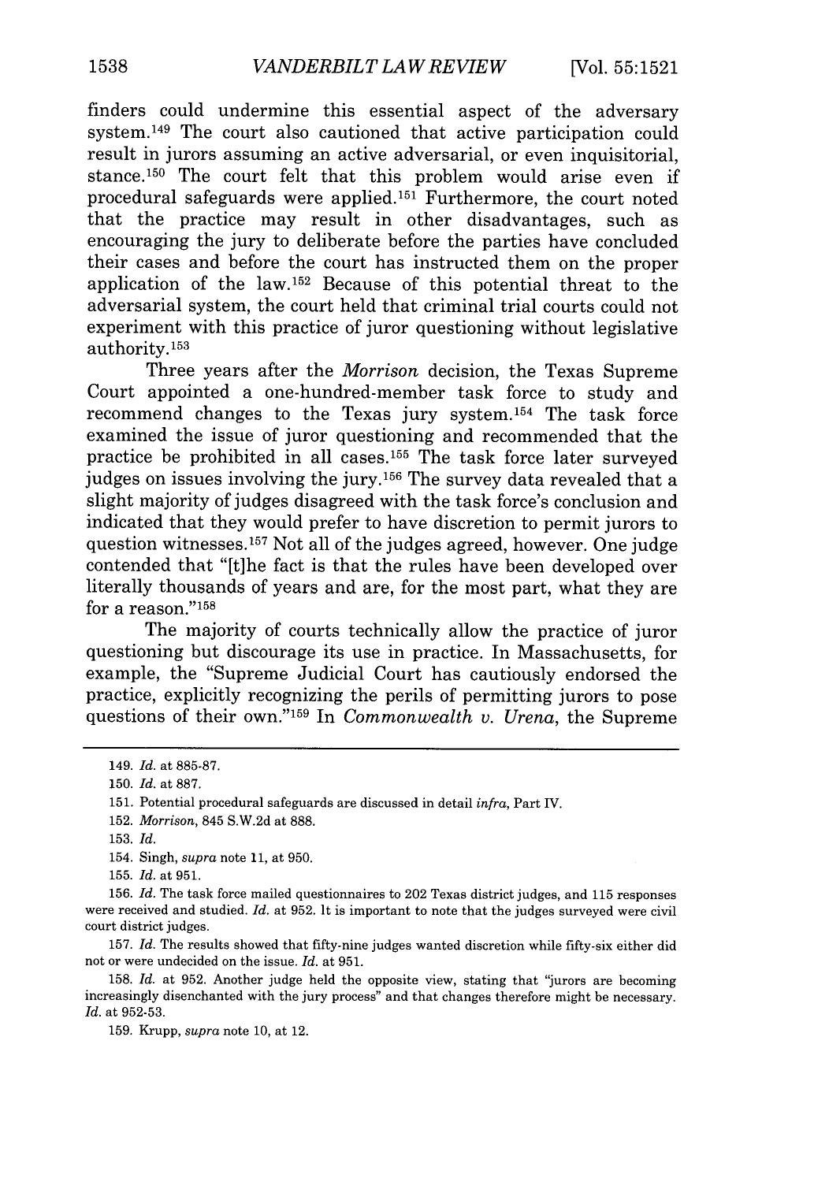finders could undermine this essential aspect of the adversary system.[149] The court also cautioned that active participation could result in jurors assuming an active adversarial, or even inquisitorial, stance.[150] The court felt that this problem would arise even if procedural safeguards were applied.[151] Furthermore, the court noted that the practice may result in other disadvantages, such as encouraging the jury to deliberate before the parties have concluded their cases and before the court has instructed them on the proper application of the law.[152] Because of this potential threat to the adversarial system, the court held that criminal trial courts could not experiment with this practice of juror questioning without legislative authority.[153]

Three years after the *Morrison* decision, the Texas Supreme Court appointed a one-hundred-member task force to study and recommend changes to the Texas jury system.[154] The task force examined the issue of juror questioning and recommended that the practice be prohibited in all cases.[155] The task force later surveyed judges on issues involving the jury.[156] The survey data revealed that a slight majority of judges disagreed with the task force's conclusion and indicated that they would prefer to have discretion to permit jurors to question witnesses.[157] Not all of the judges agreed, however. One judge contended that "[t]he fact is that the rules have been developed over literally thousands of years and are, for the most part, what they are for a reason."[158]

The majority of courts technically allow the practice of juror questioning but discourage its use in practice. In Massachusetts, for example, the "Supreme Judicial Court has cautiously endorsed the practice, explicitly recognizing the perils of permitting jurors to pose questions of their own."[159] In *Commonwealth v. Urena*, the Supreme

---

149. *Id.* at 885-87.

150. *Id.* at 887.

151. Potential procedural safeguards are discussed in detail *infra*, Part IV.

152. *Morrison*, 845 S.W.2d at 888.

153. *Id.*

154. Singh, *supra* note 11, at 950.

155. *Id.* at 951.

156. *Id.* The task force mailed questionnaires to 202 Texas district judges, and 115 responses were received and studied. *Id.* at 952. It is important to note that the judges surveyed were civil court district judges.

157. *Id.* The results showed that fifty-nine judges wanted discretion while fifty-six either did not or were undecided on the issue. *Id.* at 951.

158. *Id.* at 952. Another judge held the opposite view, stating that "jurors are becoming increasingly disenchanted with the jury process" and that changes therefore might be necessary. *Id.* at 952-53.

159. Krupp, *supra* note 10, at 12.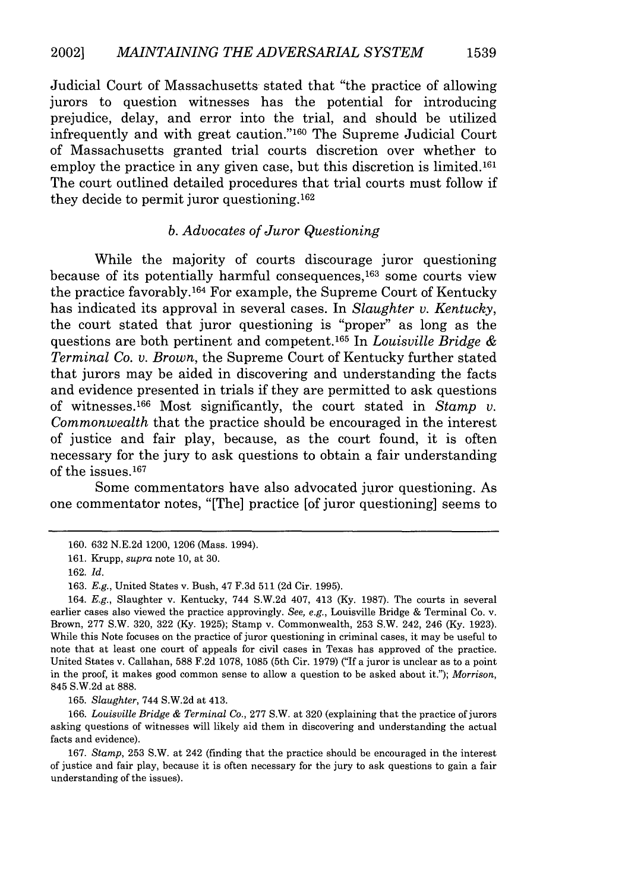Judicial Court of Massachusetts stated that "the practice of allowing jurors to question witnesses has the potential for introducing prejudice, delay, and error into the trial, and should be utilized infrequently and with great caution."[160] The Supreme Judicial Court of Massachusetts granted trial courts discretion over whether to employ the practice in any given case, but this discretion is limited.[161] The court outlined detailed procedures that trial courts must follow if they decide to permit juror questioning.[162]

### *b. Advocates of Juror Questioning*

While the majority of courts discourage juror questioning because of its potentially harmful consequences,[163] some courts view the practice favorably.[164] For example, the Supreme Court of Kentucky has indicated its approval in several cases. In *Slaughter v. Kentucky*, the court stated that juror questioning is "proper" as long as the questions are both pertinent and competent.[165] In *Louisville Bridge & Terminal Co. v. Brown*, the Supreme Court of Kentucky further stated that jurors may be aided in discovering and understanding the facts and evidence presented in trials if they are permitted to ask questions of witnesses.[166] Most significantly, the court stated in *Stamp v. Commonwealth* that the practice should be encouraged in the interest of justice and fair play, because, as the court found, it is often necessary for the jury to ask questions to obtain a fair understanding of the issues.[167]

Some commentators have also advocated juror questioning. As one commentator notes, "[The] practice [of juror questioning] seems to

---

160. 632 N.E.2d 1200, 1206 (Mass. 1994).

161. Krupp, *supra* note 10, at 30.

162. *Id.*

163. *E.g.*, United States v. Bush, 47 F.3d 511 (2d Cir. 1995).

164. *E.g.*, Slaughter v. Kentucky, 744 S.W.2d 407, 413 (Ky. 1987). The courts in several earlier cases also viewed the practice approvingly. *See, e.g.*, Louisville Bridge & Terminal Co. v. Brown, 277 S.W. 320, 322 (Ky. 1925); Stamp v. Commonwealth, 253 S.W. 242, 246 (Ky. 1923). While this Note focuses on the practice of juror questioning in criminal cases, it may be useful to note that at least one court of appeals for civil cases in Texas has approved of the practice. United States v. Callahan, 588 F.2d 1078, 1085 (5th Cir. 1979) ("If a juror is unclear as to a point in the proof, it makes good common sense to allow a question to be asked about it."); *Morrison*, 845 S.W.2d at 888.

165. *Slaughter*, 744 S.W.2d at 413.

166. *Louisville Bridge & Terminal Co.*, 277 S.W. at 320 (explaining that the practice of jurors asking questions of witnesses will likely aid them in discovering and understanding the actual facts and evidence).

167. *Stamp*, 253 S.W. at 242 (finding that the practice should be encouraged in the interest of justice and fair play, because it is often necessary for the jury to ask questions to gain a fair understanding of the issues).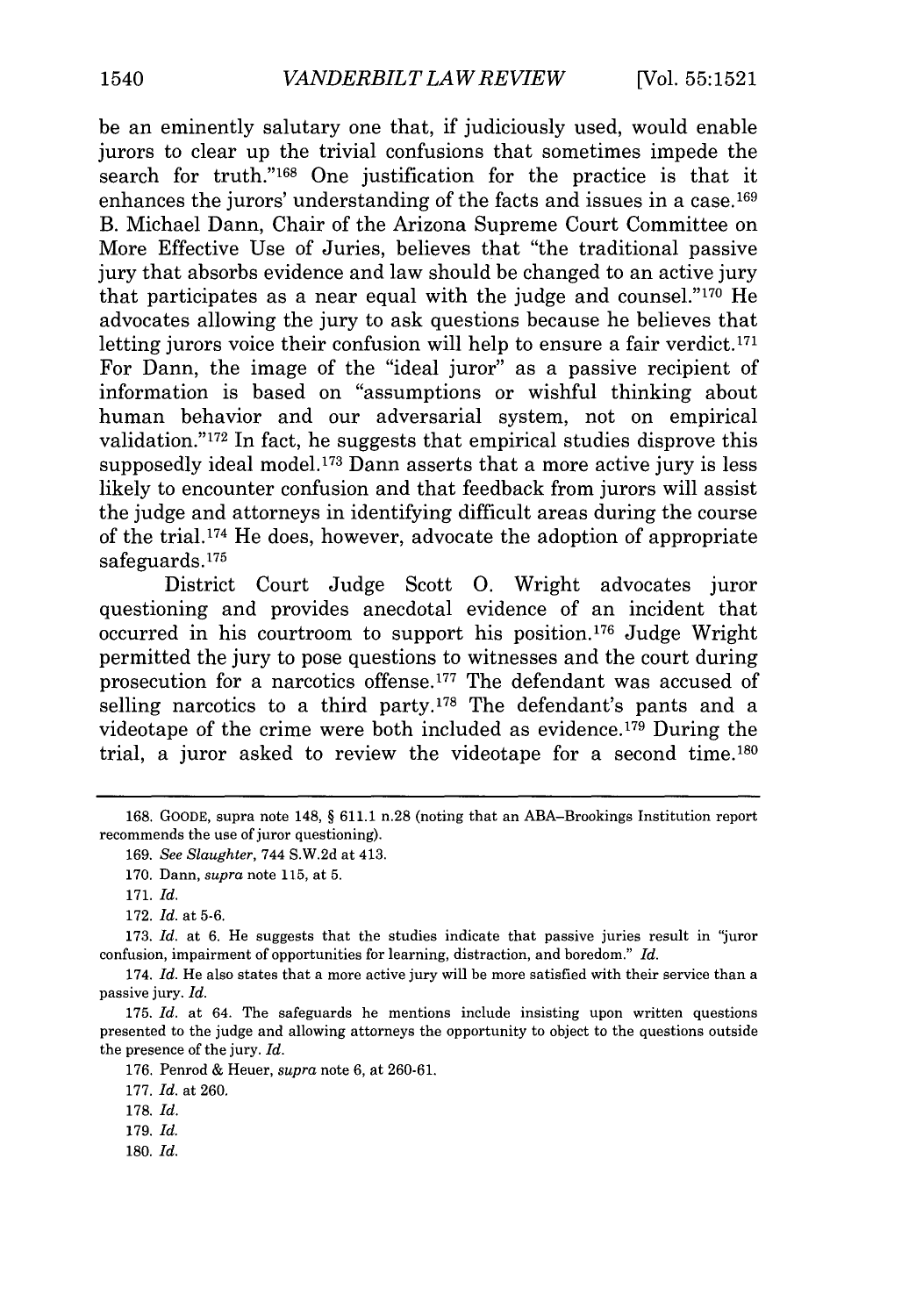be an eminently salutary one that, if judiciously used, would enable jurors to clear up the trivial confusions that sometimes impede the search for truth."[168] One justification for the practice is that it enhances the jurors' understanding of the facts and issues in a case.[169] B. Michael Dann, Chair of the Arizona Supreme Court Committee on More Effective Use of Juries, believes that "the traditional passive jury that absorbs evidence and law should be changed to an active jury that participates as a near equal with the judge and counsel."[170] He advocates allowing the jury to ask questions because he believes that letting jurors voice their confusion will help to ensure a fair verdict.[171] For Dann, the image of the "ideal juror" as a passive recipient of information is based on "assumptions or wishful thinking about human behavior and our adversarial system, not on empirical validation."[172] In fact, he suggests that empirical studies disprove this supposedly ideal model.[173] Dann asserts that a more active jury is less likely to encounter confusion and that feedback from jurors will assist the judge and attorneys in identifying difficult areas during the course of the trial.[174] He does, however, advocate the adoption of appropriate safeguards.[175]

District Court Judge Scott O. Wright advocates juror questioning and provides anecdotal evidence of an incident that occurred in his courtroom to support his position.[176] Judge Wright permitted the jury to pose questions to witnesses and the court during prosecution for a narcotics offense.[177] The defendant was accused of selling narcotics to a third party.[178] The defendant's pants and a videotape of the crime were both included as evidence.[179] During the trial, a juror asked to review the videotape for a second time.[180]

168. GOODE, supra note 148, § 611.1 n.28 (noting that an ABA–Brookings Institution report recommends the use of juror questioning).

169. *See Slaughter*, 744 S.W.2d at 413.

170. Dann, *supra* note 115, at 5.

171. *Id.*

172. *Id.* at 5-6.

173. *Id.* at 6. He suggests that the studies indicate that passive juries result in "juror confusion, impairment of opportunities for learning, distraction, and boredom." *Id.*

174. *Id.* He also states that a more active jury will be more satisfied with their service than a passive jury. *Id.*

175. *Id.* at 64. The safeguards he mentions include insisting upon written questions presented to the judge and allowing attorneys the opportunity to object to the questions outside the presence of the jury. *Id.*

176. Penrod & Heuer, *supra* note 6, at 260-61.

177. *Id.* at 260.

178. *Id.*

179. *Id.*

180. *Id.*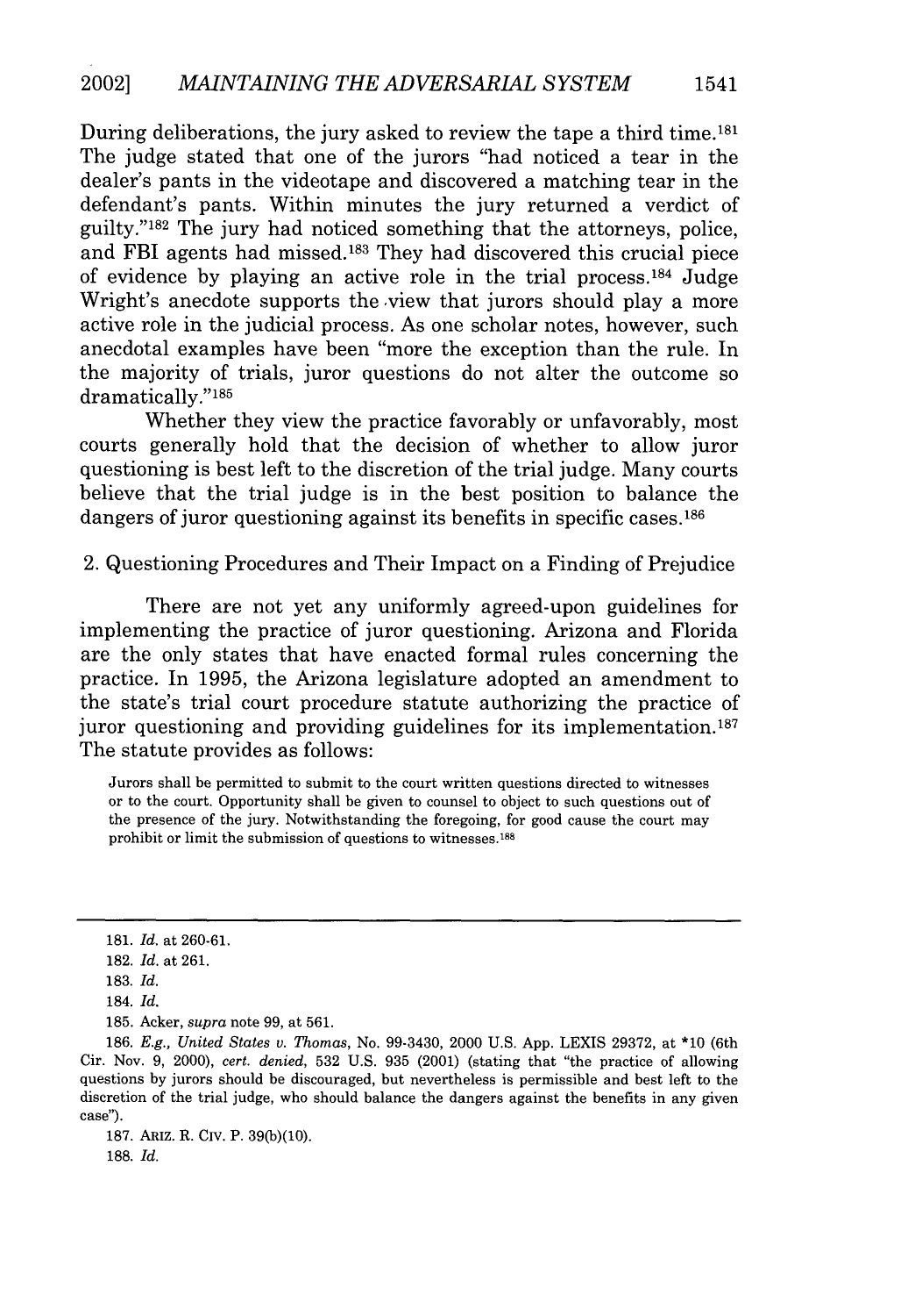During deliberations, the jury asked to review the tape a third time.[181] The judge stated that one of the jurors "had noticed a tear in the dealer's pants in the videotape and discovered a matching tear in the defendant's pants. Within minutes the jury returned a verdict of guilty."[182] The jury had noticed something that the attorneys, police, and FBI agents had missed.[183] They had discovered this crucial piece of evidence by playing an active role in the trial process.[184] Judge Wright's anecdote supports the view that jurors should play a more active role in the judicial process. As one scholar notes, however, such anecdotal examples have been "more the exception than the rule. In the majority of trials, juror questions do not alter the outcome so dramatically."[185]

Whether they view the practice favorably or unfavorably, most courts generally hold that the decision of whether to allow juror questioning is best left to the discretion of the trial judge. Many courts believe that the trial judge is in the best position to balance the dangers of juror questioning against its benefits in specific cases.[186]

## 2. Questioning Procedures and Their Impact on a Finding of Prejudice

There are not yet any uniformly agreed-upon guidelines for implementing the practice of juror questioning. Arizona and Florida are the only states that have enacted formal rules concerning the practice. In 1995, the Arizona legislature adopted an amendment to the state's trial court procedure statute authorizing the practice of juror questioning and providing guidelines for its implementation.[187] The statute provides as follows:

> Jurors shall be permitted to submit to the court written questions directed to witnesses or to the court. Opportunity shall be given to counsel to object to such questions out of the presence of the jury. Notwithstanding the foregoing, for good cause the court may prohibit or limit the submission of questions to witnesses.[188]

---

181. *Id.* at 260-61.

182. *Id.* at 261.

183. *Id.*

184. *Id.*

185. Acker, *supra* note 99, at 561.

186. *E.g.*, *United States v. Thomas*, No. 99-3430, 2000 U.S. App. LEXIS 29372, at *10 (6th Cir. Nov. 9, 2000), *cert. denied*, 532 U.S. 935 (2001) (stating that "the practice of allowing questions by jurors should be discouraged, but nevertheless is permissible and best left to the discretion of the trial judge, who should balance the dangers against the benefits in any given case").

187. ARIZ. R. CIV. P. 39(b)(10).

188. *Id.*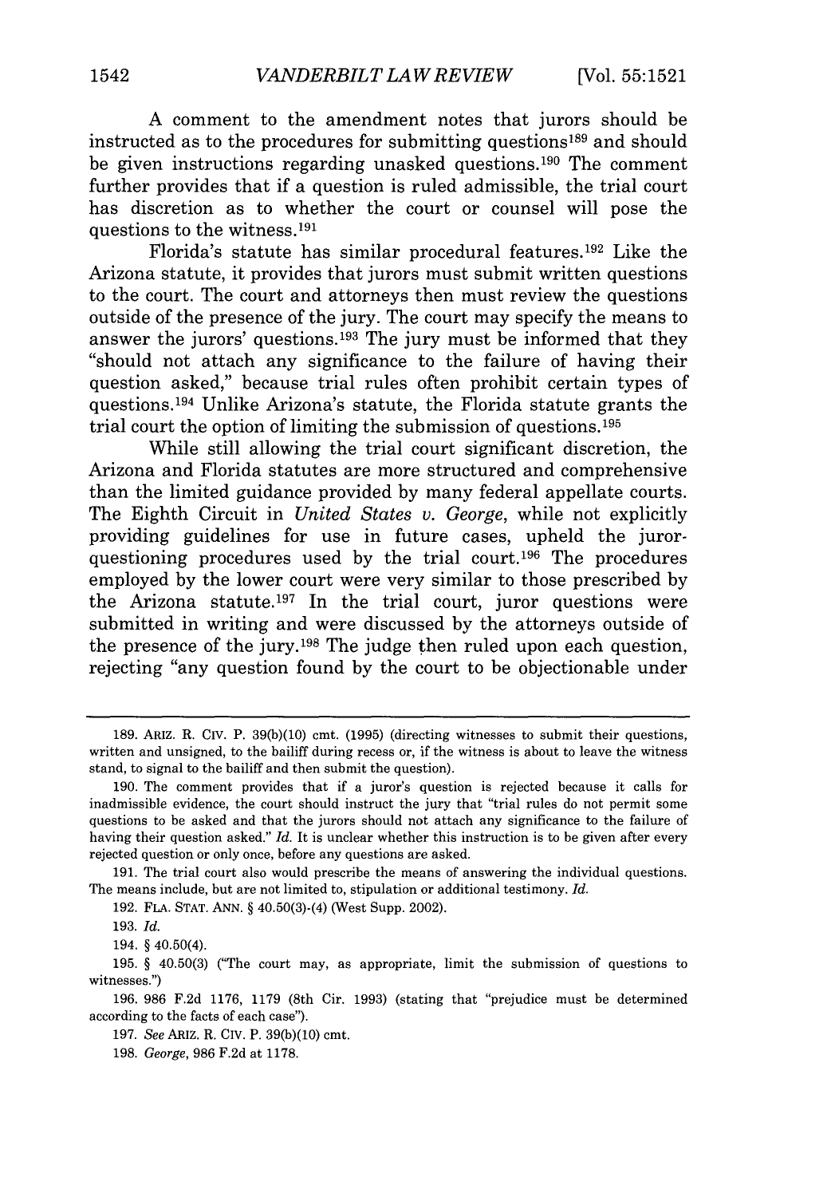A comment to the amendment notes that jurors should be instructed as to the procedures for submitting questions[189] and should be given instructions regarding unasked questions.[190] The comment further provides that if a question is ruled admissible, the trial court has discretion as to whether the court or counsel will pose the questions to the witness.[191]

Florida's statute has similar procedural features.[192] Like the Arizona statute, it provides that jurors must submit written questions to the court. The court and attorneys then must review the questions outside of the presence of the jury. The court may specify the means to answer the jurors' questions.[193] The jury must be informed that they "should not attach any significance to the failure of having their question asked," because trial rules often prohibit certain types of questions.[194] Unlike Arizona's statute, the Florida statute grants the trial court the option of limiting the submission of questions.[195]

While still allowing the trial court significant discretion, the Arizona and Florida statutes are more structured and comprehensive than the limited guidance provided by many federal appellate courts. The Eighth Circuit in *United States v. George*, while not explicitly providing guidelines for use in future cases, upheld the juror-questioning procedures used by the trial court.[196] The procedures employed by the lower court were very similar to those prescribed by the Arizona statute.[197] In the trial court, juror questions were submitted in writing and were discussed by the attorneys outside of the presence of the jury.[198] The judge then ruled upon each question, rejecting "any question found by the court to be objectionable under

---

189. ARIZ. R. CIV. P. 39(b)(10) cmt. (1995) (directing witnesses to submit their questions, written and unsigned, to the bailiff during recess or, if the witness is about to leave the witness stand, to signal to the bailiff and then submit the question).

190. The comment provides that if a juror's question is rejected because it calls for inadmissible evidence, the court should instruct the jury that "trial rules do not permit some questions to be asked and that the jurors should not attach any significance to the failure of having their question asked." *Id.* It is unclear whether this instruction is to be given after every rejected question or only once, before any questions are asked.

191. The trial court also would prescribe the means of answering the individual questions. The means include, but are not limited to, stipulation or additional testimony. *Id.*

192. FLA. STAT. ANN. § 40.50(3)-(4) (West Supp. 2002).

193. *Id.*

194. § 40.50(4).

195. § 40.50(3) ("The court may, as appropriate, limit the submission of questions to witnesses.")

196. 986 F.2d 1176, 1179 (8th Cir. 1993) (stating that "prejudice must be determined according to the facts of each case").

197. *See* ARIZ. R. CIV. P. 39(b)(10) cmt.

198. *George*, 986 F.2d at 1178.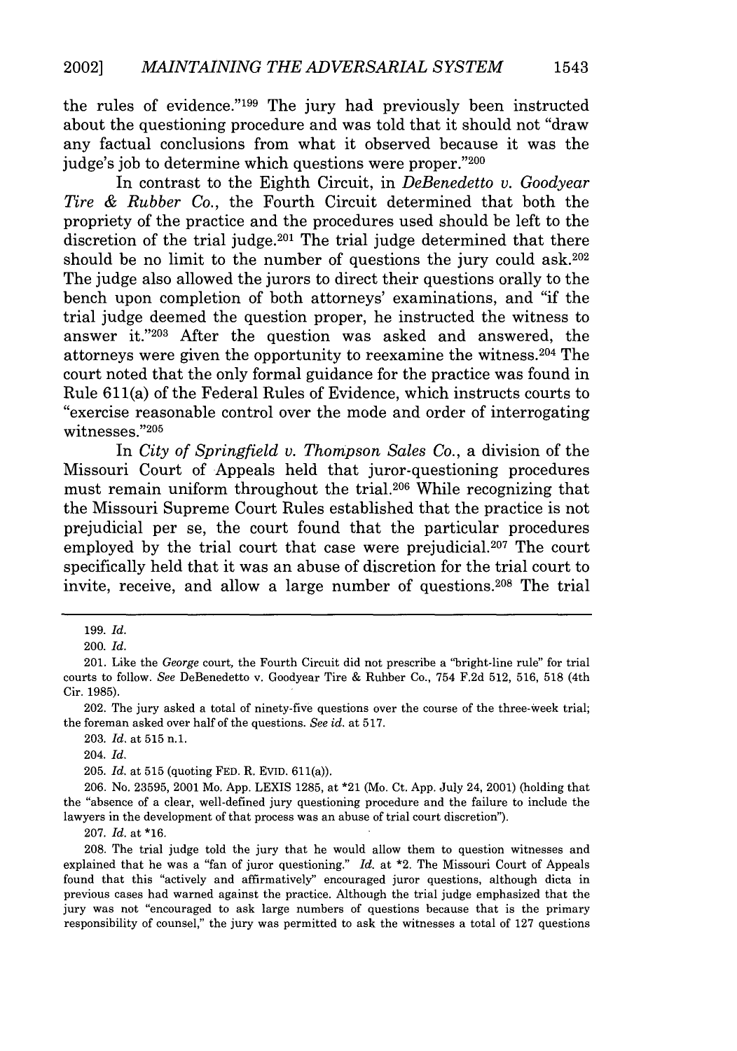the rules of evidence."[199] The jury had previously been instructed about the questioning procedure and was told that it should not "draw any factual conclusions from what it observed because it was the judge's job to determine which questions were proper."[200]

In contrast to the Eighth Circuit, in *DeBenedetto v. Goodyear Tire & Rubber Co.*, the Fourth Circuit determined that both the propriety of the practice and the procedures used should be left to the discretion of the trial judge.[201] The trial judge determined that there should be no limit to the number of questions the jury could ask.[202] The judge also allowed the jurors to direct their questions orally to the bench upon completion of both attorneys' examinations, and "if the trial judge deemed the question proper, he instructed the witness to answer it."[203] After the question was asked and answered, the attorneys were given the opportunity to reexamine the witness.[204] The court noted that the only formal guidance for the practice was found in Rule 611(a) of the Federal Rules of Evidence, which instructs courts to "exercise reasonable control over the mode and order of interrogating witnesses."[205]

In *City of Springfield v. Thompson Sales Co.*, a division of the Missouri Court of Appeals held that juror-questioning procedures must remain uniform throughout the trial.[206] While recognizing that the Missouri Supreme Court Rules established that the practice is not prejudicial per se, the court found that the particular procedures employed by the trial court that case were prejudicial.[207] The court specifically held that it was an abuse of discretion for the trial court to invite, receive, and allow a large number of questions.[208] The trial

---

199. *Id.*

200. *Id.*

201. Like the *George* court, the Fourth Circuit did not prescribe a "bright-line rule" for trial courts to follow. *See* DeBenedetto v. Goodyear Tire & Rubber Co., 754 F.2d 512, 516, 518 (4th Cir. 1985).

202. The jury asked a total of ninety-five questions over the course of the three-week trial; the foreman asked over half of the questions. *See id.* at 517.

203. *Id.* at 515 n.1.

204. *Id.*

205. *Id.* at 515 (quoting FED. R. EVID. 611(a)).

206. No. 23595, 2001 Mo. App. LEXIS 1285, at *21 (Mo. Ct. App. July 24, 2001) (holding that the "absence of a clear, well-defined jury questioning procedure and the failure to include the lawyers in the development of that process was an abuse of trial court discretion").

207. *Id.* at *16.

208. The trial judge told the jury that he would allow them to question witnesses and explained that he was a "fan of juror questioning." *Id.* at *2. The Missouri Court of Appeals found that this "actively and affirmatively" encouraged juror questions, although dicta in previous cases had warned against the practice. Although the trial judge emphasized that the jury was not "encouraged to ask large numbers of questions because that is the primary responsibility of counsel," the jury was permitted to ask the witnesses a total of 127 questions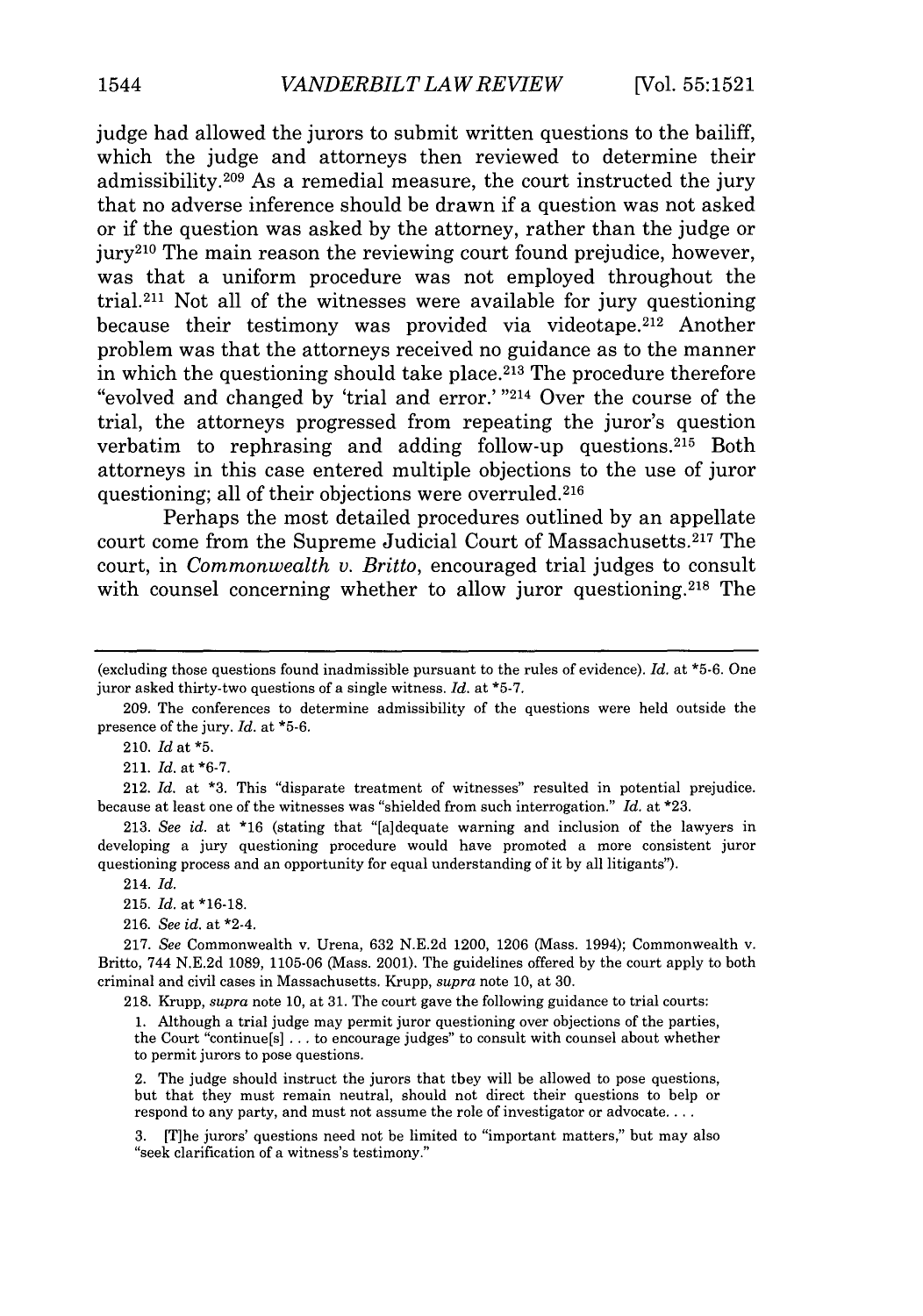judge had allowed the jurors to submit written questions to the bailiff, which the judge and attorneys then reviewed to determine their admissibility.[209] As a remedial measure, the court instructed the jury that no adverse inference should be drawn if a question was not asked or if the question was asked by the attorney, rather than the judge or jury[210] The main reason the reviewing court found prejudice, however, was that a uniform procedure was not employed throughout the trial.[211] Not all of the witnesses were available for jury questioning because their testimony was provided via videotape.[212] Another problem was that the attorneys received no guidance as to the manner in which the questioning should take place.[213] The procedure therefore "evolved and changed by 'trial and error.' "[214] Over the course of the trial, the attorneys progressed from repeating the juror's question verbatim to rephrasing and adding follow-up questions.[215] Both attorneys in this case entered multiple objections to the use of juror questioning; all of their objections were overruled.[216]

Perhaps the most detailed procedures outlined by an appellate court come from the Supreme Judicial Court of Massachusetts.[217] The court, in *Commonwealth v. Britto*, encouraged trial judges to consult with counsel concerning whether to allow juror questioning.[218] The

---

(excluding those questions found inadmissible pursuant to the rules of evidence). *Id.* at *5-6. One juror asked thirty-two questions of a single witness. *Id.* at *5-7.

209. The conferences to determine admissibility of the questions were held outside the presence of the jury. *Id.* at *5-6.

210. *Id* at *5.

211. *Id.* at *6-7.

212. *Id.* at *3. This "disparate treatment of witnesses" resulted in potential prejudice. because at least one of the witnesses was "shielded from such interrogation." *Id.* at *23.

213. *See id.* at *16 (stating that "[a]dequate warning and inclusion of the lawyers in developing a jury questioning procedure would have promoted a more consistent juror questioning process and an opportunity for equal understanding of it by all litigants").

214. *Id.*

215. *Id.* at *16-18.

216. *See id.* at *2-4.

217. *See* Commonwealth v. Urena, 632 N.E.2d 1200, 1206 (Mass. 1994); Commonwealth v. Britto, 744 N.E.2d 1089, 1105-06 (Mass. 2001). The guidelines offered by the court apply to both criminal and civil cases in Massachusetts. Krupp, *supra* note 10, at 30.

218. Krupp, *supra* note 10, at 31. The court gave the following guidance to trial courts:

> 1. Although a trial judge may permit juror questioning over objections of the parties, the Court "continue[s] . . . to encourage judges" to consult with counsel about whether to permit jurors to pose questions.
>
> 2. The judge should instruct the jurors that tbey will be allowed to pose questions, but that they must remain neutral, should not direct their questions to belp or respond to any party, and must not assume the role of investigator or advocate. . . .
>
> 3. [T]he jurors' questions need not be limited to "important matters," but may also "seek clarification of a witness's testimony."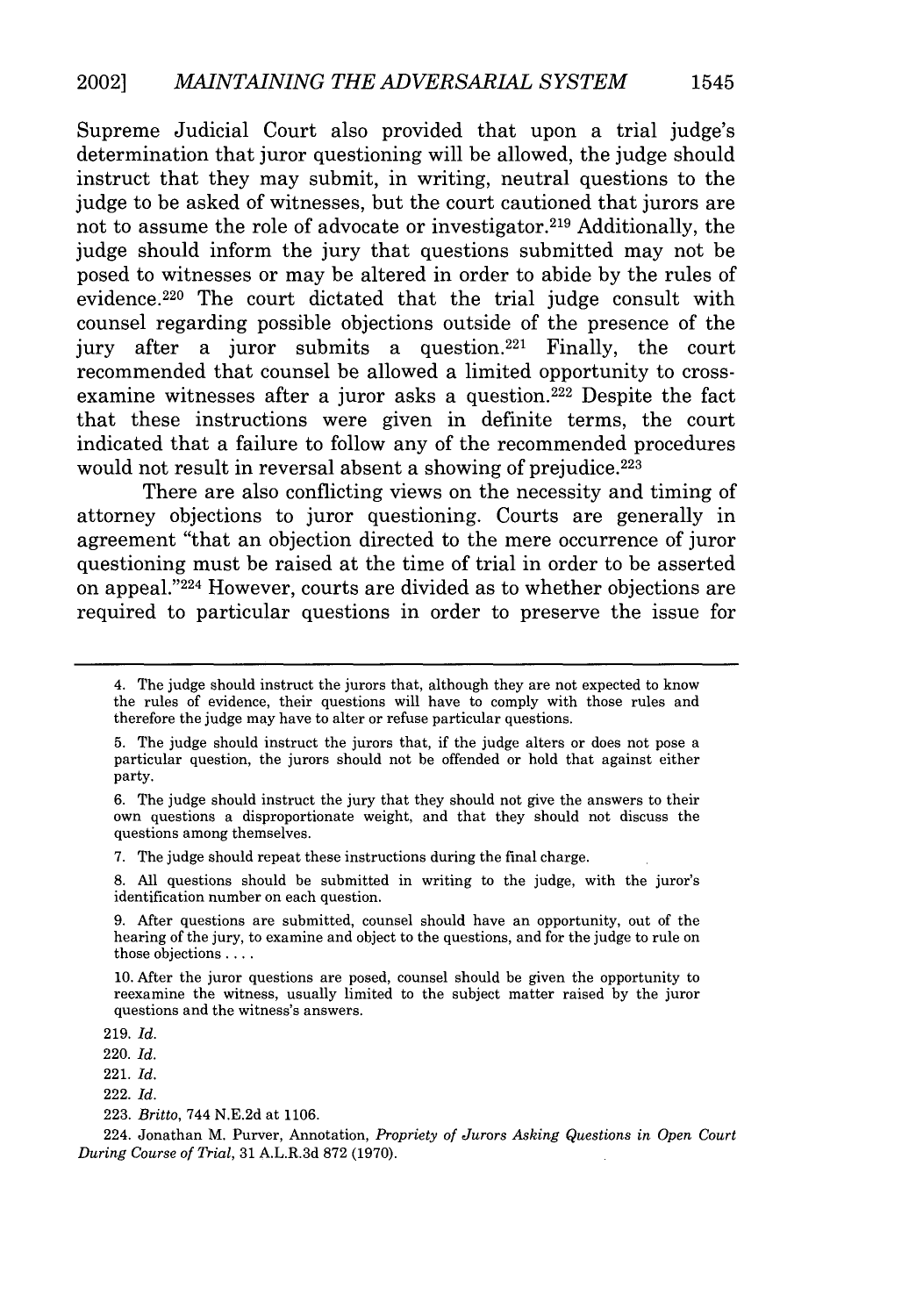Supreme Judicial Court also provided that upon a trial judge's determination that juror questioning will be allowed, the judge should instruct that they may submit, in writing, neutral questions to the judge to be asked of witnesses, but the court cautioned that jurors are not to assume the role of advocate or investigator.[219] Additionally, the judge should inform the jury that questions submitted may not be posed to witnesses or may be altered in order to abide by the rules of evidence.[220] The court dictated that the trial judge consult with counsel regarding possible objections outside of the presence of the jury after a juror submits a question.[221] Finally, the court recommended that counsel be allowed a limited opportunity to cross-examine witnesses after a juror asks a question.[222] Despite the fact that these instructions were given in definite terms, the court indicated that a failure to follow any of the recommended procedures would not result in reversal absent a showing of prejudice.[223]

There are also conflicting views on the necessity and timing of attorney objections to juror questioning. Courts are generally in agreement "that an objection directed to the mere occurrence of juror questioning must be raised at the time of trial in order to be asserted on appeal."[224] However, courts are divided as to whether objections are required to particular questions in order to preserve the issue for

---

4. The judge should instruct the jurors that, although they are not expected to know the rules of evidence, their questions will have to comply with those rules and therefore the judge may have to alter or refuse particular questions.

5. The judge should instruct the jurors that, if the judge alters or does not pose a particular question, the jurors should not be offended or hold that against either party.

6. The judge should instruct the jury that they should not give the answers to their own questions a disproportionate weight, and that they should not discuss the questions among themselves.

7. The judge should repeat these instructions during the final charge.

8. All questions should be submitted in writing to the judge, with the juror's identification number on each question.

9. After questions are submitted, counsel should have an opportunity, out of the hearing of the jury, to examine and object to the questions, and for the judge to rule on those objections . . . .

10. After the juror questions are posed, counsel should be given the opportunity to reexamine the witness, usually limited to the subject matter raised by the juror questions and the witness's answers.

219. *Id.*

220. *Id.*

221. *Id.*

222. *Id.*

223. *Britto*, 744 N.E.2d at 1106.

224. Jonathan M. Purver, Annotation, *Propriety of Jurors Asking Questions in Open Court During Course of Trial*, 31 A.L.R.3d 872 (1970).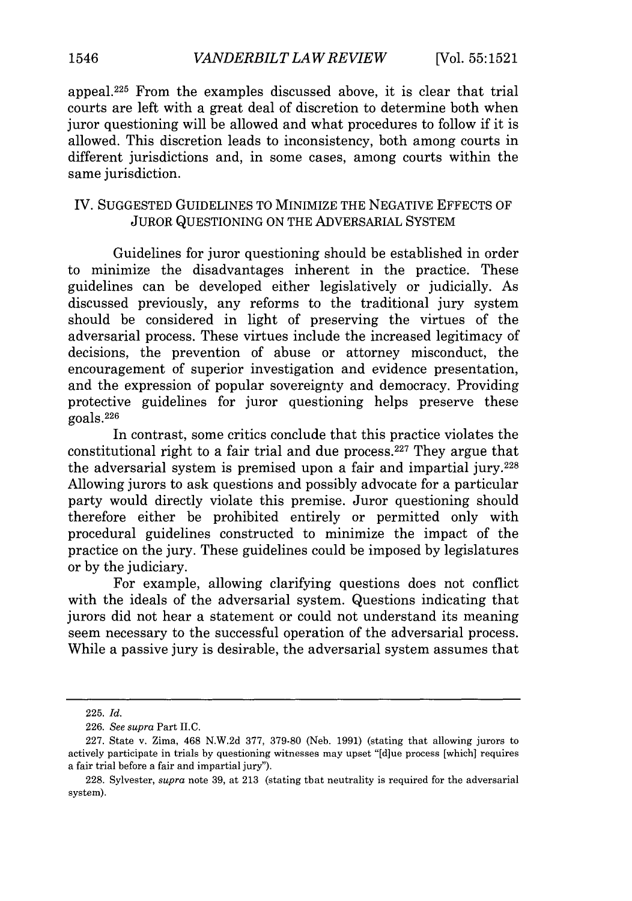appeal.[225] From the examples discussed above, it is clear that trial courts are left with a great deal of discretion to determine both when juror questioning will be allowed and what procedures to follow if it is allowed. This discretion leads to inconsistency, both among courts in different jurisdictions and, in some cases, among courts within the same jurisdiction.

## IV. SUGGESTED GUIDELINES TO MINIMIZE THE NEGATIVE EFFECTS OF JUROR QUESTIONING ON THE ADVERSARIAL SYSTEM

Guidelines for juror questioning should be established in order to minimize the disadvantages inherent in the practice. These guidelines can be developed either legislatively or judicially. As discussed previously, any reforms to the traditional jury system should be considered in light of preserving the virtues of the adversarial process. These virtues include the increased legitimacy of decisions, the prevention of abuse or attorney misconduct, the encouragement of superior investigation and evidence presentation, and the expression of popular sovereignty and democracy. Providing protective guidelines for juror questioning helps preserve these goals.[226]

In contrast, some critics conclude that this practice violates the constitutional right to a fair trial and due process.[227] They argue that the adversarial system is premised upon a fair and impartial jury.[228] Allowing jurors to ask questions and possibly advocate for a particular party would directly violate this premise. Juror questioning should therefore either be prohibited entirely or permitted only with procedural guidelines constructed to minimize the impact of the practice on the jury. These guidelines could be imposed by legislatures or by the judiciary.

For example, allowing clarifying questions does not conflict with the ideals of the adversarial system. Questions indicating that jurors did not hear a statement or could not understand its meaning seem necessary to the successful operation of the adversarial process. While a passive jury is desirable, the adversarial system assumes that

---

225. *Id.*

226. *See supra* Part II.C.

227. State v. Zima, 468 N.W.2d 377, 379-80 (Neb. 1991) (stating that allowing jurors to actively participate in trials by questioning witnesses may upset "[d]ue process [which] requires a fair trial before a fair and impartial jury").

228. Sylvester, *supra* note 39, at 213 (stating tbat neutrality is required for the adversarial system).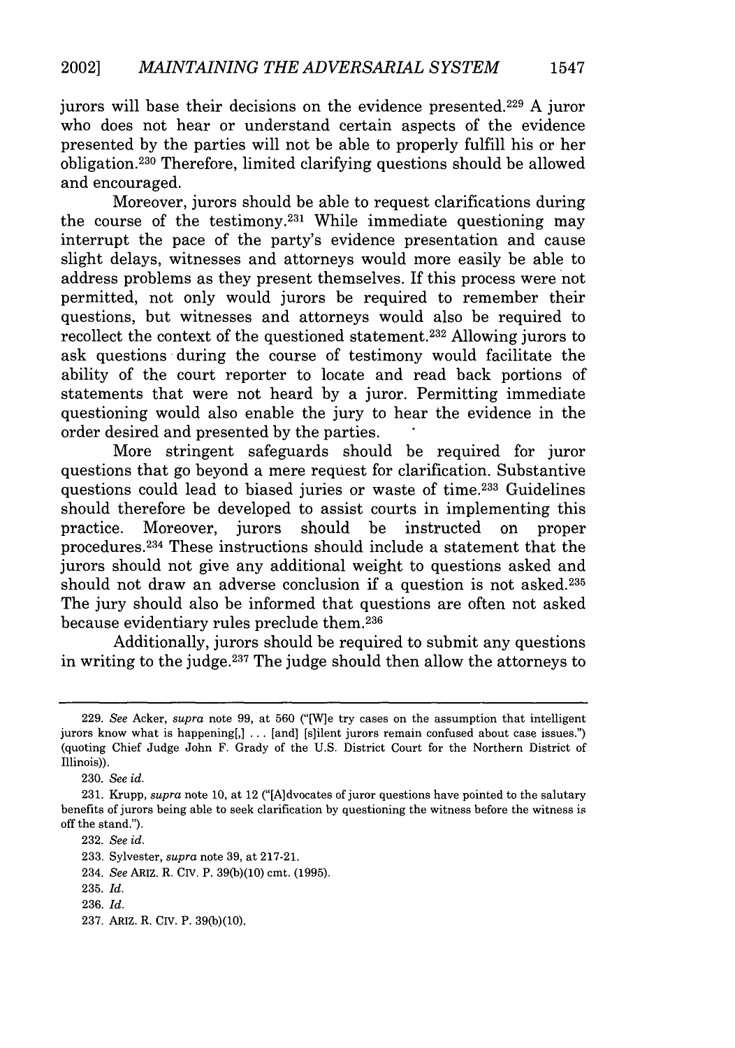jurors will base their decisions on the evidence presented.[229] A juror who does not hear or understand certain aspects of the evidence presented by the parties will not be able to properly fulfill his or her obligation.[230] Therefore, limited clarifying questions should be allowed and encouraged.

Moreover, jurors should be able to request clarifications during the course of the testimony.[231] While immediate questioning may interrupt the pace of the party's evidence presentation and cause slight delays, witnesses and attorneys would more easily be able to address problems as they present themselves. If this process were not permitted, not only would jurors be required to remember their questions, but witnesses and attorneys would also be required to recollect the context of the questioned statement.[232] Allowing jurors to ask questions during the course of testimony would facilitate the ability of the court reporter to locate and read back portions of statements that were not heard by a juror. Permitting immediate questioning would also enable the jury to hear the evidence in the order desired and presented by the parties.

More stringent safeguards should be required for juror questions that go beyond a mere request for clarification. Substantive questions could lead to biased juries or waste of time.[233] Guidelines should therefore be developed to assist courts in implementing this practice. Moreover, jurors should be instructed on proper procedures.[234] These instructions should include a statement that the jurors should not give any additional weight to questions asked and should not draw an adverse conclusion if a question is not asked.[235] The jury should also be informed that questions are often not asked because evidentiary rules preclude them.[236]

Additionally, jurors should be required to submit any questions in writing to the judge.[237] The judge should then allow the attorneys to

---

229. *See* Acker, *supra* note 99, at 560 ("[W]e try cases on the assumption that intelligent jurors know what is happening[,] . . . [and] [s]ilent jurors remain confused about case issues.") (quoting Chief Judge John F. Grady of the U.S. District Court for the Northern District of Illinois)).

230. *See id.*

231. Krupp, *supra* note 10, at 12 ("[A]dvocates of juror questions have pointed to the salutary benefits of jurors being able to seek clarification by questioning the witness before the witness is off the stand.").

232. *See id.*

233. Sylvester, *supra* note 39, at 217-21.

234. *See* ARIZ. R. CIV. P. 39(b)(10) cmt. (1995).

235. *Id.*

236. *Id.*

237. ARIZ. R. CIV. P. 39(b)(10).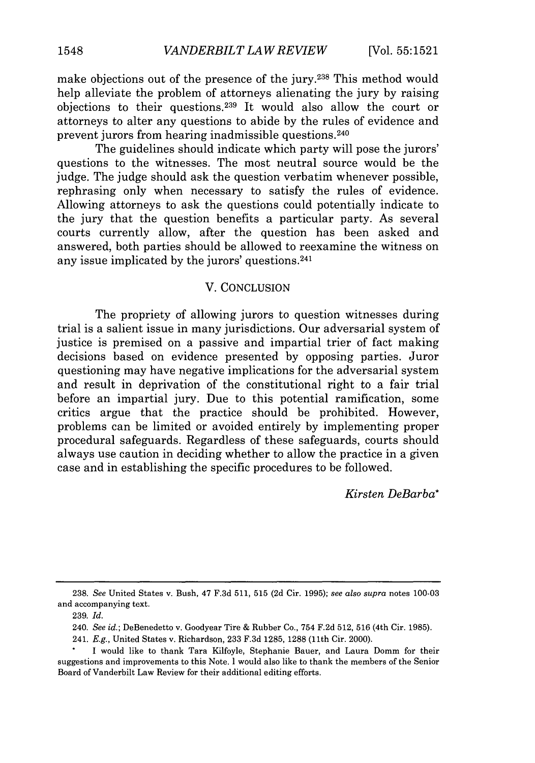make objections out of the presence of the jury.[238] This method would help alleviate the problem of attorneys alienating the jury by raising objections to their questions.[239] It would also allow the court or attorneys to alter any questions to abide by the rules of evidence and prevent jurors from hearing inadmissible questions.[240]

The guidelines should indicate which party will pose the jurors' questions to the witnesses. The most neutral source would be the judge. The judge should ask the question verbatim whenever possible, rephrasing only when necessary to satisfy the rules of evidence. Allowing attorneys to ask the questions could potentially indicate to the jury that the question benefits a particular party. As several courts currently allow, after the question has been asked and answered, both parties should be allowed to reexamine the witness on any issue implicated by the jurors' questions.[241]

## V. CONCLUSION

The propriety of allowing jurors to question witnesses during trial is a salient issue in many jurisdictions. Our adversarial system of justice is premised on a passive and impartial trier of fact making decisions based on evidence presented by opposing parties. Juror questioning may have negative implications for the adversarial system and result in deprivation of the constitutional right to a fair trial before an impartial jury. Due to this potential ramification, some critics argue that the practice should be prohibited. However, problems can be limited or avoided entirely by implementing proper procedural safeguards. Regardless of these safeguards, courts should always use caution in deciding whether to allow the practice in a given case and in establishing the specific procedures to be followed.

*Kirsten DeBarba**

---

238. *See* United States v. Bush, 47 F.3d 511, 515 (2d Cir. 1995); *see also supra* notes 100-03 and accompanying text.

239. *Id.*

240. *See id.*; DeBenedetto v. Goodyear Tire & Rubber Co., 754 F.2d 512, 516 (4th Cir. 1985).

241. *E.g.*, United States v. Richardson, 233 F.3d 1285, 1288 (11th Cir. 2000).

\* I would like to thank Tara Kilfoyle, Stephanie Bauer, and Laura Domm for their suggestions and improvements to this Note. I would also like to thank the members of the Senior Board of Vanderbilt Law Review for their additional editing efforts.